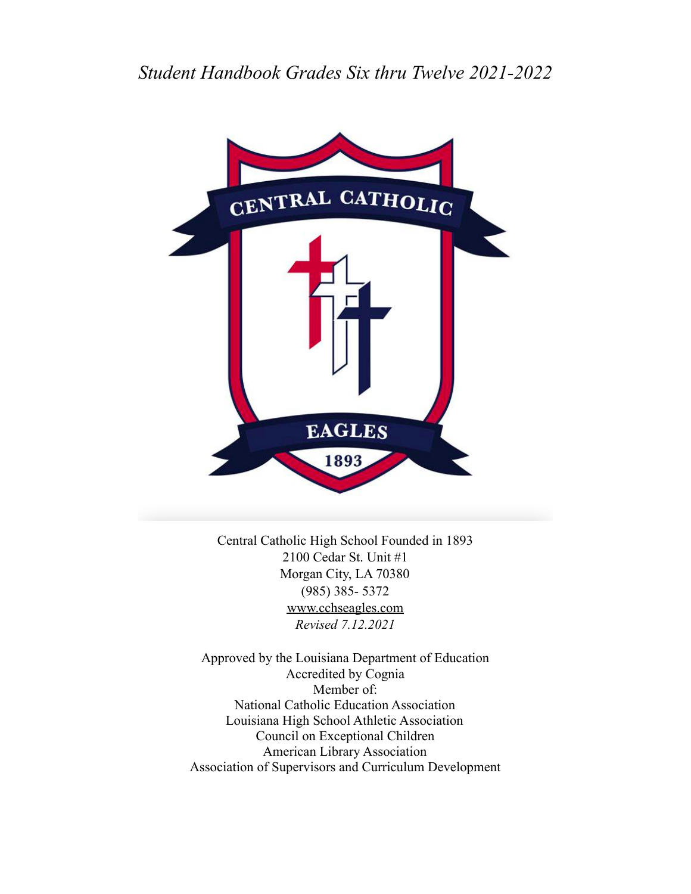*Student Handbook Grades Six thru Twelve 2021-2022*

CENTRAL CATHOLIC

EAGLES

1893

Central Catholic High School Founded in 1893
2100 Cedar St. Unit #1
Morgan City, LA 70380
(985) 385- 5372
www.cchseagles.com
*Revised 7.12.2021*

Approved by the Louisiana Department of Education
Accredited by Cognia
Member of:
National Catholic Education Association
Louisiana High School Athletic Association
Council on Exceptional Children
American Library Association
Association of Supervisors and Curriculum Development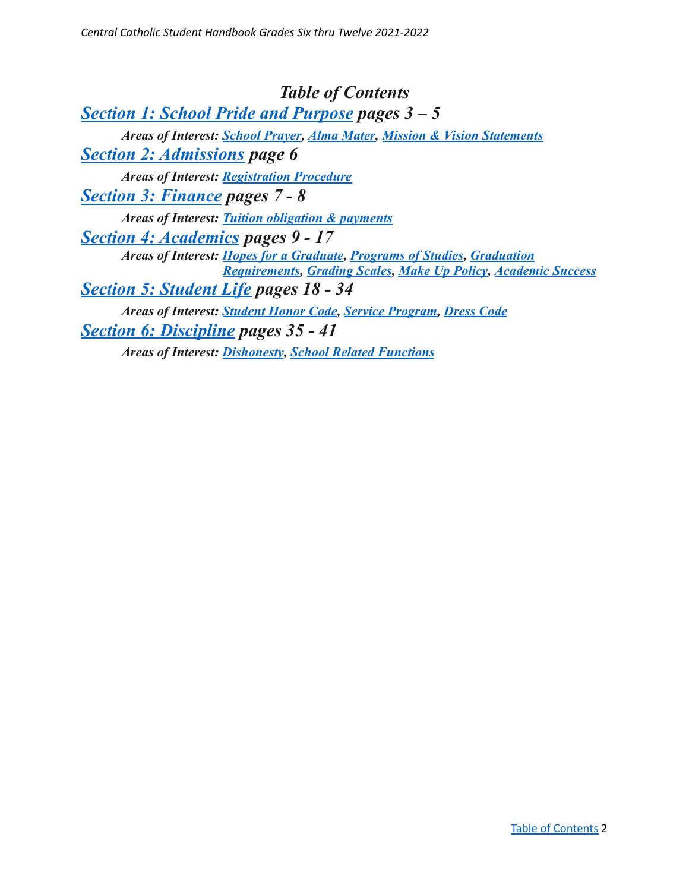# *Table of Contents*

***Section 1: School Pride and Purpose** pages 3 – 5*

*Areas of Interest: School Prayer, Alma Mater, Mission & Vision Statements*

***Section 2: Admissions** page 6*

*Areas of Interest: Registration Procedure*

***Section 3: Finance** pages 7 - 8*

*Areas of Interest: Tuition obligation & payments*

***Section 4: Academics** pages 9 - 17*

*Areas of Interest: Hopes for a Graduate, Programs of Studies, Graduation Requirements, Grading Scales, Make Up Policy, Academic Success*

***Section 5: Student Life** pages 18 - 34*

*Areas of Interest: Student Honor Code, Service Program, Dress Code*

***Section 6: Discipline** pages 35 - 41*

*Areas of Interest: Dishonesty, School Related Functions*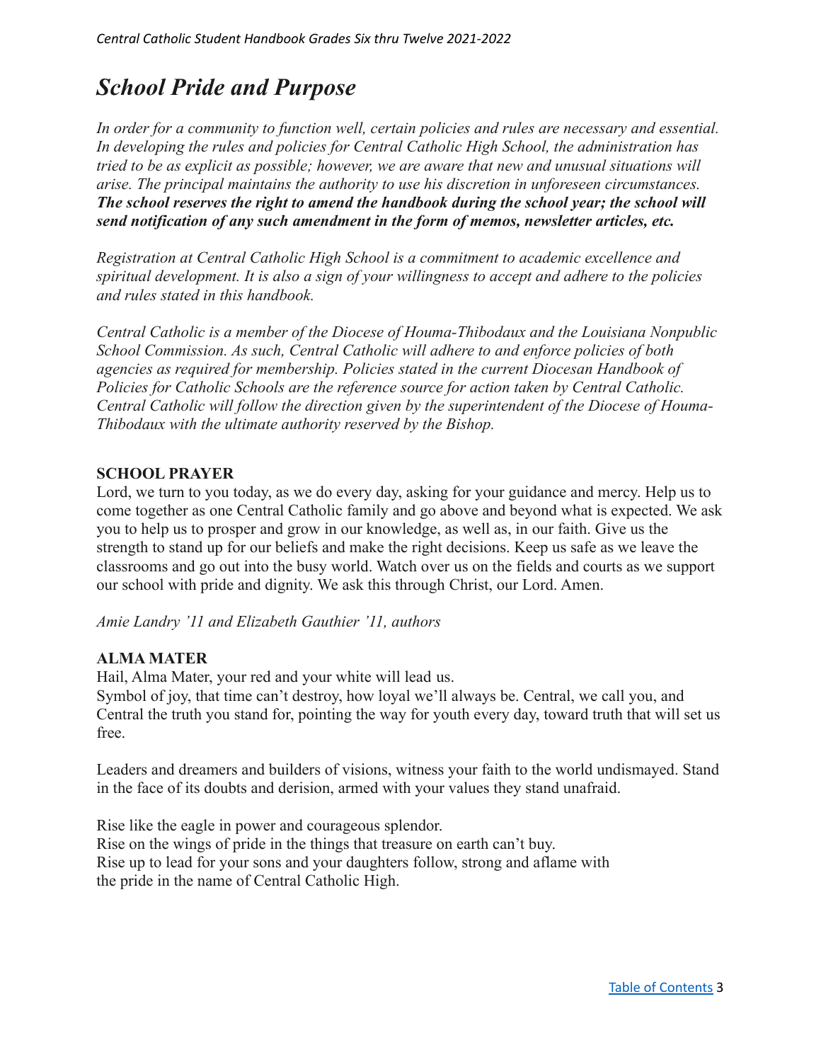# *School Pride and Purpose*

*In order for a community to function well, certain policies and rules are necessary and essential. In developing the rules and policies for Central Catholic High School, the administration has tried to be as explicit as possible; however, we are aware that new and unusual situations will arise. The principal maintains the authority to use his discretion in unforeseen circumstances.* ***The school reserves the right to amend the handbook during the school year; the school will send notification of any such amendment in the form of memos, newsletter articles, etc.***

*Registration at Central Catholic High School is a commitment to academic excellence and spiritual development. It is also a sign of your willingness to accept and adhere to the policies and rules stated in this handbook.*

*Central Catholic is a member of the Diocese of Houma-Thibodaux and the Louisiana Nonpublic School Commission. As such, Central Catholic will adhere to and enforce policies of both agencies as required for membership. Policies stated in the current Diocesan Handbook of Policies for Catholic Schools are the reference source for action taken by Central Catholic. Central Catholic will follow the direction given by the superintendent of the Diocese of Houma-Thibodaux with the ultimate authority reserved by the Bishop.*

**SCHOOL PRAYER**

Lord, we turn to you today, as we do every day, asking for your guidance and mercy. Help us to come together as one Central Catholic family and go above and beyond what is expected. We ask you to help us to prosper and grow in our knowledge, as well as, in our faith. Give us the strength to stand up for our beliefs and make the right decisions. Keep us safe as we leave the classrooms and go out into the busy world. Watch over us on the fields and courts as we support our school with pride and dignity. We ask this through Christ, our Lord. Amen.

*Amie Landry '11 and Elizabeth Gauthier '11, authors*

**ALMA MATER**

Hail, Alma Mater, your red and your white will lead us.
Symbol of joy, that time can't destroy, how loyal we'll always be. Central, we call you, and Central the truth you stand for, pointing the way for youth every day, toward truth that will set us free.

Leaders and dreamers and builders of visions, witness your faith to the world undismayed. Stand in the face of its doubts and derision, armed with your values they stand unafraid.

Rise like the eagle in power and courageous splendor.
Rise on the wings of pride in the things that treasure on earth can't buy.
Rise up to lead for your sons and your daughters follow, strong and aflame with
the pride in the name of Central Catholic High.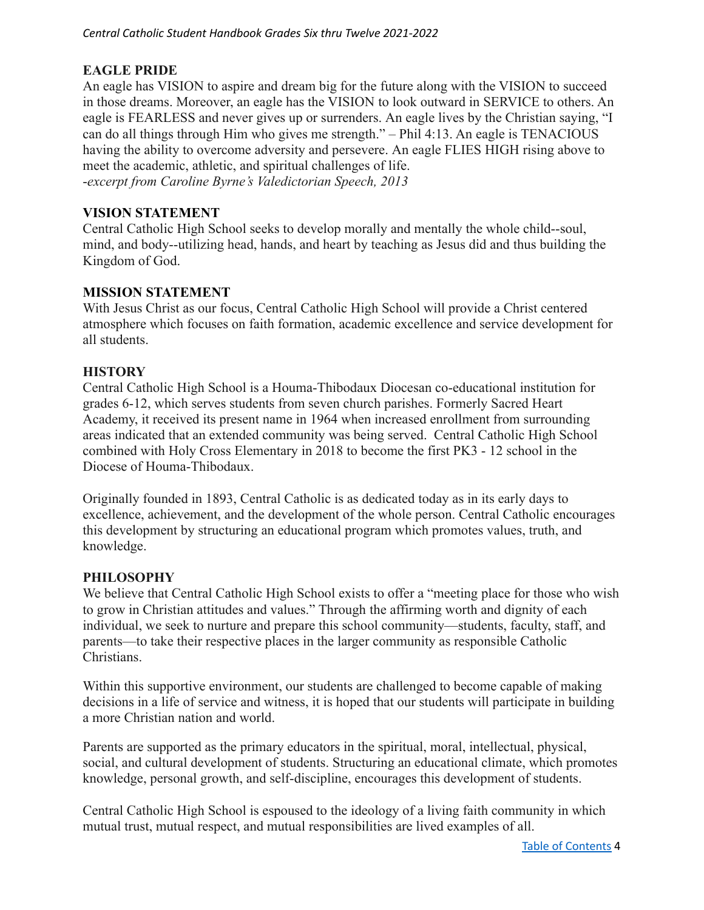## EAGLE PRIDE

An eagle has VISION to aspire and dream big for the future along with the VISION to succeed in those dreams. Moreover, an eagle has the VISION to look outward in SERVICE to others. An eagle is FEARLESS and never gives up or surrenders. An eagle lives by the Christian saying, "I can do all things through Him who gives me strength." – Phil 4:13. An eagle is TENACIOUS having the ability to overcome adversity and persevere. An eagle FLIES HIGH rising above to meet the academic, athletic, and spiritual challenges of life.

*-excerpt from Caroline Byrne's Valedictorian Speech, 2013*

## VISION STATEMENT

Central Catholic High School seeks to develop morally and mentally the whole child--soul, mind, and body--utilizing head, hands, and heart by teaching as Jesus did and thus building the Kingdom of God.

## MISSION STATEMENT

With Jesus Christ as our focus, Central Catholic High School will provide a Christ centered atmosphere which focuses on faith formation, academic excellence and service development for all students.

## HISTORY

Central Catholic High School is a Houma-Thibodaux Diocesan co-educational institution for grades 6-12, which serves students from seven church parishes. Formerly Sacred Heart Academy, it received its present name in 1964 when increased enrollment from surrounding areas indicated that an extended community was being served. Central Catholic High School combined with Holy Cross Elementary in 2018 to become the first PK3 - 12 school in the Diocese of Houma-Thibodaux.

Originally founded in 1893, Central Catholic is as dedicated today as in its early days to excellence, achievement, and the development of the whole person. Central Catholic encourages this development by structuring an educational program which promotes values, truth, and knowledge.

## PHILOSOPHY

We believe that Central Catholic High School exists to offer a "meeting place for those who wish to grow in Christian attitudes and values." Through the affirming worth and dignity of each individual, we seek to nurture and prepare this school community—students, faculty, staff, and parents—to take their respective places in the larger community as responsible Catholic Christians.

Within this supportive environment, our students are challenged to become capable of making decisions in a life of service and witness, it is hoped that our students will participate in building a more Christian nation and world.

Parents are supported as the primary educators in the spiritual, moral, intellectual, physical, social, and cultural development of students. Structuring an educational climate, which promotes knowledge, personal growth, and self-discipline, encourages this development of students.

Central Catholic High School is espoused to the ideology of a living faith community in which mutual trust, mutual respect, and mutual responsibilities are lived examples of all.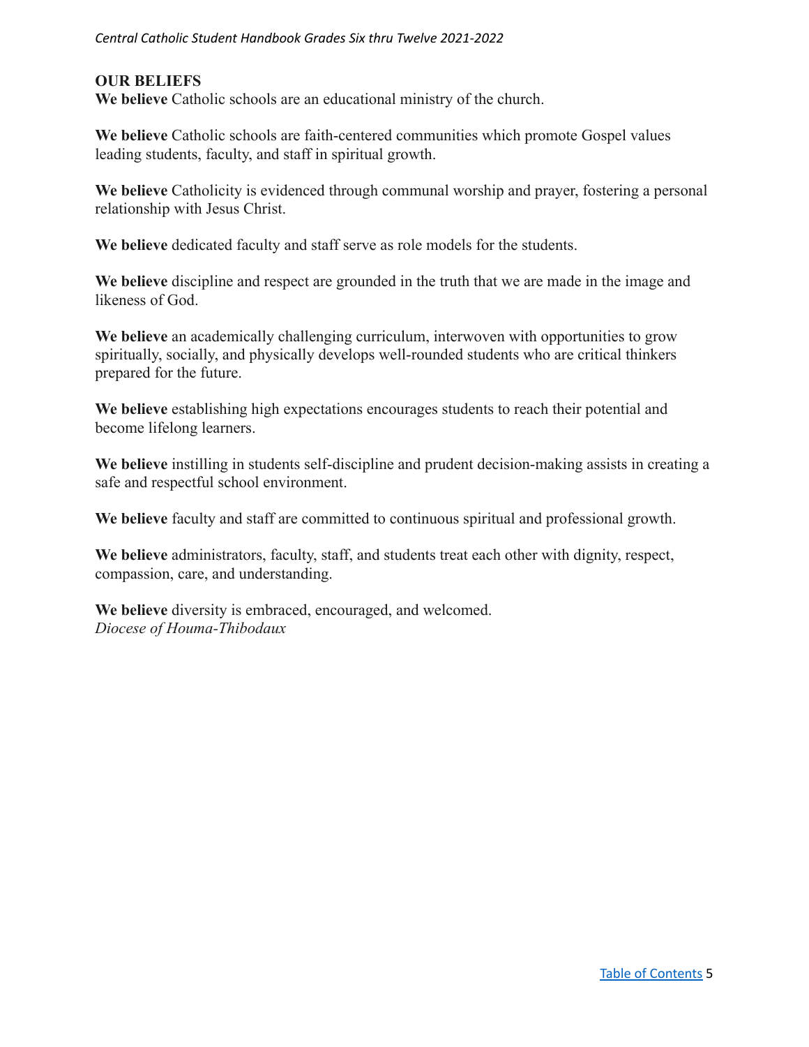## OUR BELIEFS

**We believe** Catholic schools are an educational ministry of the church.

**We believe** Catholic schools are faith-centered communities which promote Gospel values leading students, faculty, and staff in spiritual growth.

**We believe** Catholicity is evidenced through communal worship and prayer, fostering a personal relationship with Jesus Christ.

**We believe** dedicated faculty and staff serve as role models for the students.

**We believe** discipline and respect are grounded in the truth that we are made in the image and likeness of God.

**We believe** an academically challenging curriculum, interwoven with opportunities to grow spiritually, socially, and physically develops well-rounded students who are critical thinkers prepared for the future.

**We believe** establishing high expectations encourages students to reach their potential and become lifelong learners.

**We believe** instilling in students self-discipline and prudent decision-making assists in creating a safe and respectful school environment.

**We believe** faculty and staff are committed to continuous spiritual and professional growth.

**We believe** administrators, faculty, staff, and students treat each other with dignity, respect, compassion, care, and understanding.

**We believe** diversity is embraced, encouraged, and welcomed.
*Diocese of Houma-Thibodaux*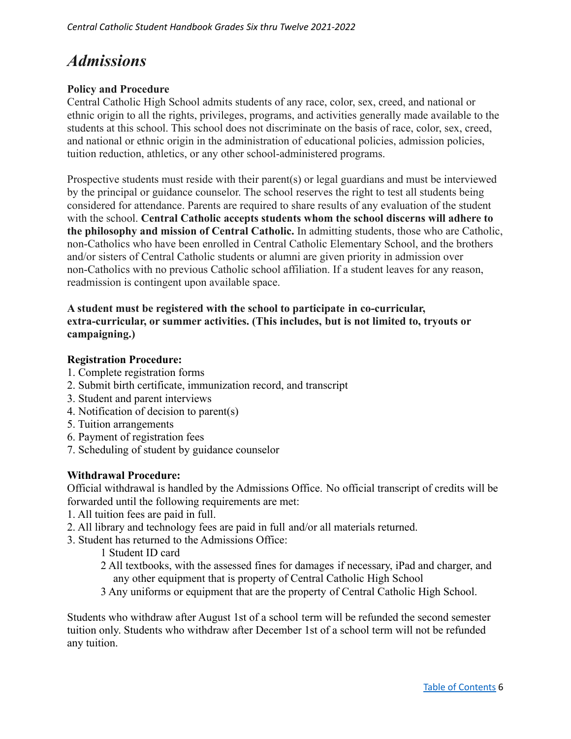# *Admissions*

**Policy and Procedure**

Central Catholic High School admits students of any race, color, sex, creed, and national or ethnic origin to all the rights, privileges, programs, and activities generally made available to the students at this school. This school does not discriminate on the basis of race, color, sex, creed, and national or ethnic origin in the administration of educational policies, admission policies, tuition reduction, athletics, or any other school-administered programs.

Prospective students must reside with their parent(s) or legal guardians and must be interviewed by the principal or guidance counselor. The school reserves the right to test all students being considered for attendance. Parents are required to share results of any evaluation of the student with the school. **Central Catholic accepts students whom the school discerns will adhere to the philosophy and mission of Central Catholic.** In admitting students, those who are Catholic, non-Catholics who have been enrolled in Central Catholic Elementary School, and the brothers and/or sisters of Central Catholic students or alumni are given priority in admission over non-Catholics with no previous Catholic school affiliation. If a student leaves for any reason, readmission is contingent upon available space.

**A student must be registered with the school to participate in co-curricular, extra-curricular, or summer activities. (This includes, but is not limited to, tryouts or campaigning.)**

**Registration Procedure:**

1. Complete registration forms
2. Submit birth certificate, immunization record, and transcript
3. Student and parent interviews
4. Notification of decision to parent(s)
5. Tuition arrangements
6. Payment of registration fees
7. Scheduling of student by guidance counselor

**Withdrawal Procedure:**

Official withdrawal is handled by the Admissions Office. No official transcript of credits will be forwarded until the following requirements are met:

1. All tuition fees are paid in full.
2. All library and technology fees are paid in full and/or all materials returned.
3. Student has returned to the Admissions Office:
   1 Student ID card
   2 All textbooks, with the assessed fines for damages if necessary, iPad and charger, and any other equipment that is property of Central Catholic High School
   3 Any uniforms or equipment that are the property of Central Catholic High School.

Students who withdraw after August 1st of a school term will be refunded the second semester tuition only. Students who withdraw after December 1st of a school term will not be refunded any tuition.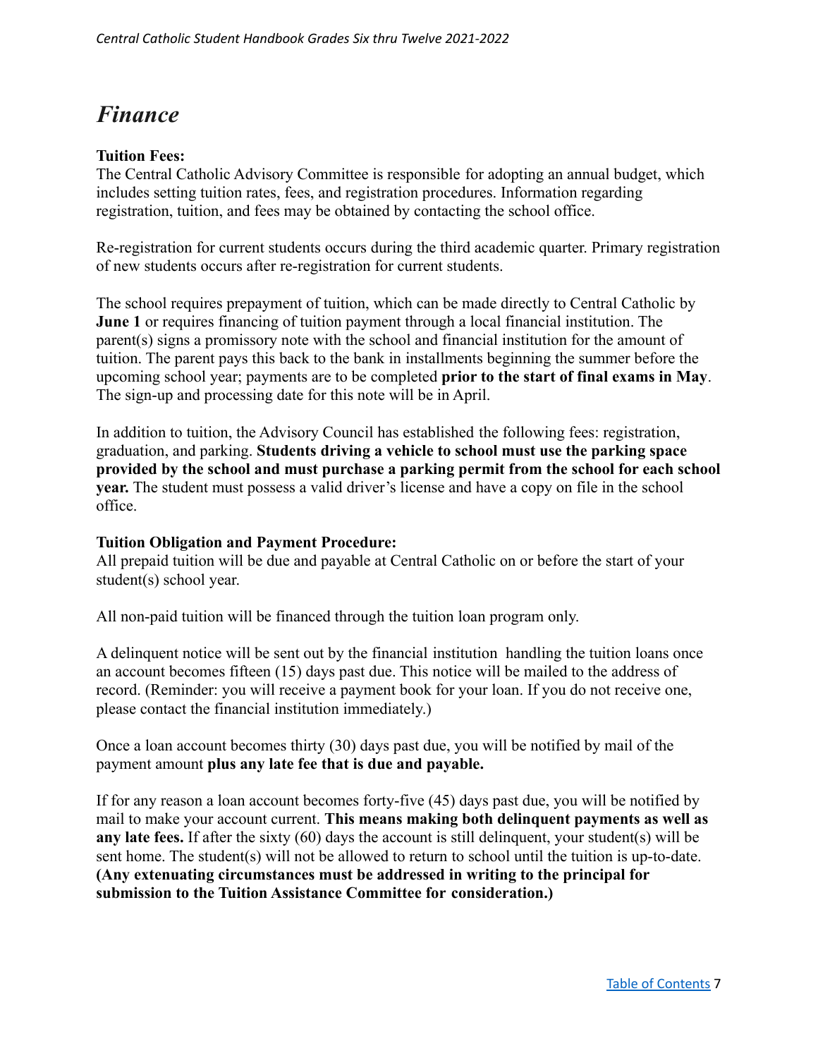# *Finance*

**Tuition Fees:**
The Central Catholic Advisory Committee is responsible for adopting an annual budget, which includes setting tuition rates, fees, and registration procedures. Information regarding registration, tuition, and fees may be obtained by contacting the school office.

Re-registration for current students occurs during the third academic quarter. Primary registration of new students occurs after re-registration for current students.

The school requires prepayment of tuition, which can be made directly to Central Catholic by **June 1** or requires financing of tuition payment through a local financial institution. The parent(s) signs a promissory note with the school and financial institution for the amount of tuition. The parent pays this back to the bank in installments beginning the summer before the upcoming school year; payments are to be completed **prior to the start of final exams in May**. The sign-up and processing date for this note will be in April.

In addition to tuition, the Advisory Council has established the following fees: registration, graduation, and parking. **Students driving a vehicle to school must use the parking space provided by the school and must purchase a parking permit from the school for each school year.** The student must possess a valid driver's license and have a copy on file in the school office.

**Tuition Obligation and Payment Procedure:**
All prepaid tuition will be due and payable at Central Catholic on or before the start of your student(s) school year.

All non-paid tuition will be financed through the tuition loan program only.

A delinquent notice will be sent out by the financial institution handling the tuition loans once an account becomes fifteen (15) days past due. This notice will be mailed to the address of record. (Reminder: you will receive a payment book for your loan. If you do not receive one, please contact the financial institution immediately.)

Once a loan account becomes thirty (30) days past due, you will be notified by mail of the payment amount **plus any late fee that is due and payable.**

If for any reason a loan account becomes forty-five (45) days past due, you will be notified by mail to make your account current. **This means making both delinquent payments as well as any late fees.** If after the sixty (60) days the account is still delinquent, your student(s) will be sent home. The student(s) will not be allowed to return to school until the tuition is up-to-date. **(Any extenuating circumstances must be addressed in writing to the principal for submission to the Tuition Assistance Committee for consideration.)**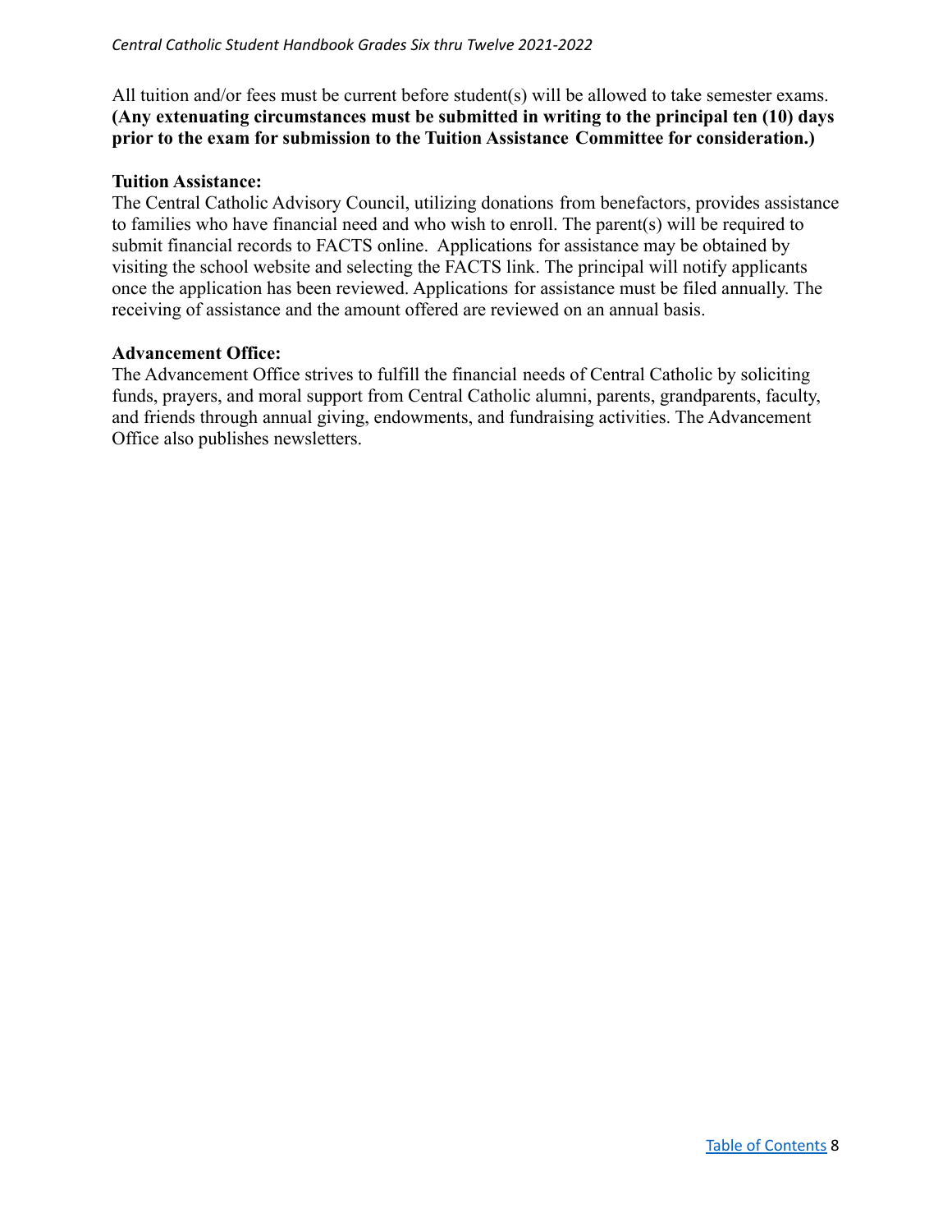All tuition and/or fees must be current before student(s) will be allowed to take semester exams. **(Any extenuating circumstances must be submitted in writing to the principal ten (10) days prior to the exam for submission to the Tuition Assistance Committee for consideration.)**

**Tuition Assistance:**

The Central Catholic Advisory Council, utilizing donations from benefactors, provides assistance to families who have financial need and who wish to enroll. The parent(s) will be required to submit financial records to FACTS online. Applications for assistance may be obtained by visiting the school website and selecting the FACTS link. The principal will notify applicants once the application has been reviewed. Applications for assistance must be filed annually. The receiving of assistance and the amount offered are reviewed on an annual basis.

**Advancement Office:**

The Advancement Office strives to fulfill the financial needs of Central Catholic by soliciting funds, prayers, and moral support from Central Catholic alumni, parents, grandparents, faculty, and friends through annual giving, endowments, and fundraising activities. The Advancement Office also publishes newsletters.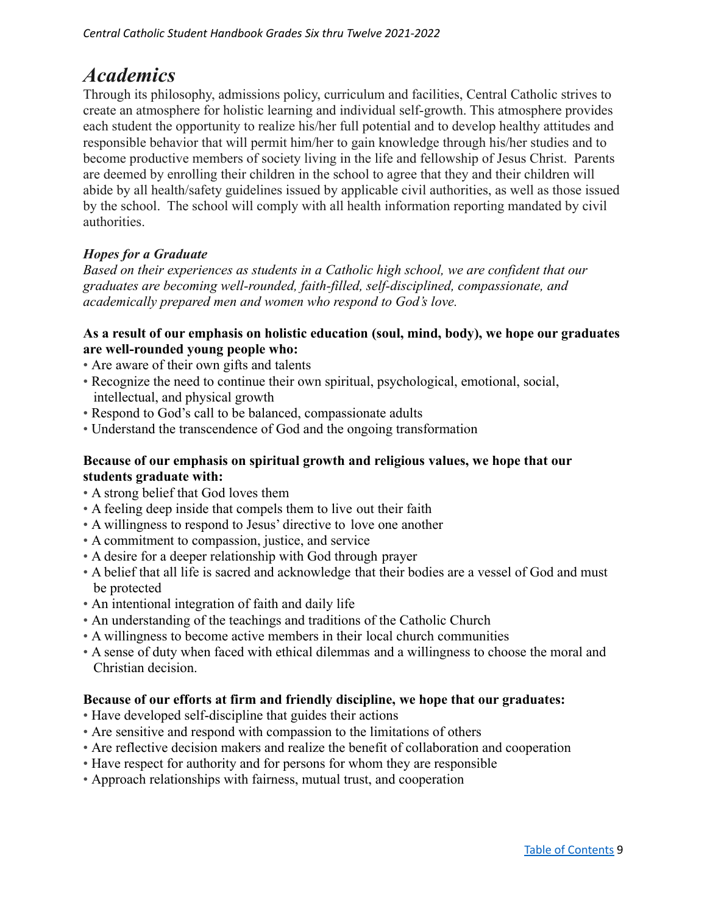# *Academics*

Through its philosophy, admissions policy, curriculum and facilities, Central Catholic strives to create an atmosphere for holistic learning and individual self-growth. This atmosphere provides each student the opportunity to realize his/her full potential and to develop healthy attitudes and responsible behavior that will permit him/her to gain knowledge through his/her studies and to become productive members of society living in the life and fellowship of Jesus Christ. Parents are deemed by enrolling their children in the school to agree that they and their children will abide by all health/safety guidelines issued by applicable civil authorities, as well as those issued by the school. The school will comply with all health information reporting mandated by civil authorities.

***Hopes for a Graduate***

*Based on their experiences as students in a Catholic high school, we are confident that our graduates are becoming well-rounded, faith-filled, self-disciplined, compassionate, and academically prepared men and women who respond to God's love.*

**As a result of our emphasis on holistic education (soul, mind, body), we hope our graduates are well-rounded young people who:**

- Are aware of their own gifts and talents
- Recognize the need to continue their own spiritual, psychological, emotional, social, intellectual, and physical growth
- Respond to God's call to be balanced, compassionate adults
- Understand the transcendence of God and the ongoing transformation

**Because of our emphasis on spiritual growth and religious values, we hope that our students graduate with:**

- A strong belief that God loves them
- A feeling deep inside that compels them to live out their faith
- A willingness to respond to Jesus' directive to love one another
- A commitment to compassion, justice, and service
- A desire for a deeper relationship with God through prayer
- A belief that all life is sacred and acknowledge that their bodies are a vessel of God and must be protected
- An intentional integration of faith and daily life
- An understanding of the teachings and traditions of the Catholic Church
- A willingness to become active members in their local church communities
- A sense of duty when faced with ethical dilemmas and a willingness to choose the moral and Christian decision.

**Because of our efforts at firm and friendly discipline, we hope that our graduates:**

- Have developed self-discipline that guides their actions
- Are sensitive and respond with compassion to the limitations of others
- Are reflective decision makers and realize the benefit of collaboration and cooperation
- Have respect for authority and for persons for whom they are responsible
- Approach relationships with fairness, mutual trust, and cooperation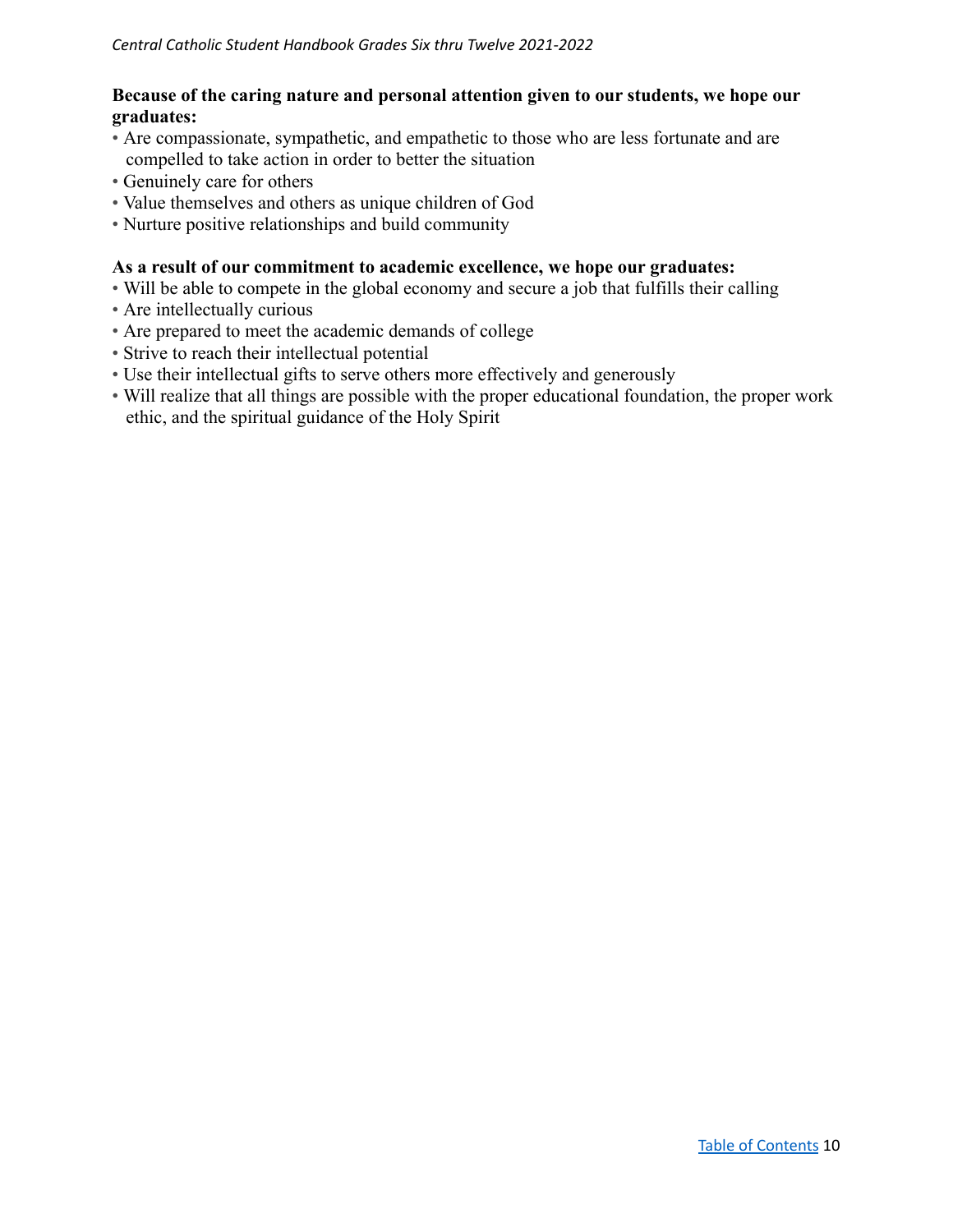**Because of the caring nature and personal attention given to our students, we hope our graduates:**

- Are compassionate, sympathetic, and empathetic to those who are less fortunate and are compelled to take action in order to better the situation
- Genuinely care for others
- Value themselves and others as unique children of God
- Nurture positive relationships and build community

**As a result of our commitment to academic excellence, we hope our graduates:**

- Will be able to compete in the global economy and secure a job that fulfills their calling
- Are intellectually curious
- Are prepared to meet the academic demands of college
- Strive to reach their intellectual potential
- Use their intellectual gifts to serve others more effectively and generously
- Will realize that all things are possible with the proper educational foundation, the proper work ethic, and the spiritual guidance of the Holy Spirit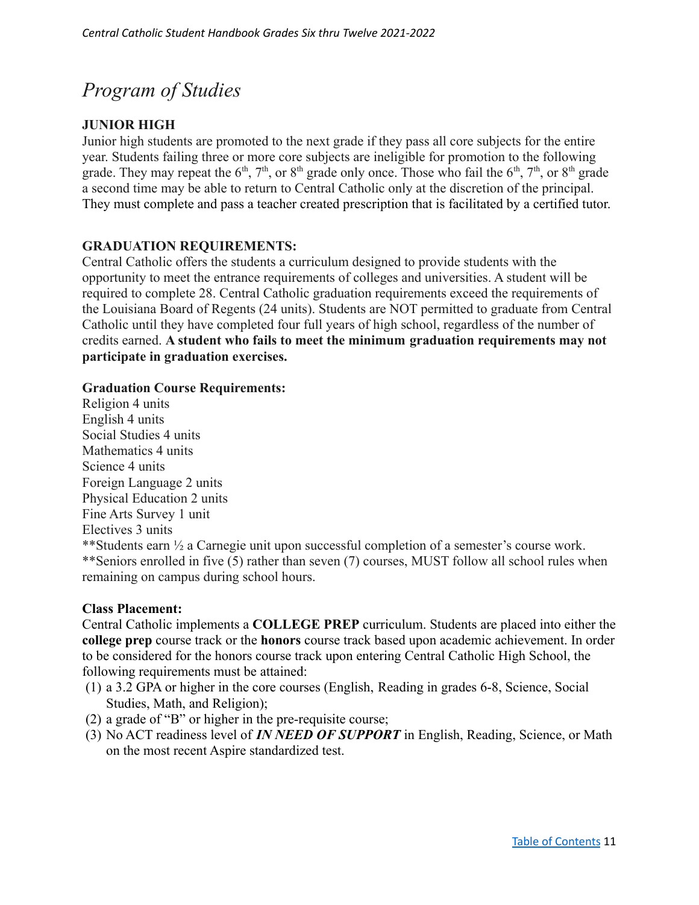# *Program of Studies*

## JUNIOR HIGH

Junior high students are promoted to the next grade if they pass all core subjects for the entire year. Students failing three or more core subjects are ineligible for promotion to the following grade. They may repeat the 6th, 7th, or 8th grade only once. Those who fail the 6th, 7th, or 8th grade a second time may be able to return to Central Catholic only at the discretion of the principal. They must complete and pass a teacher created prescription that is facilitated by a certified tutor.

## GRADUATION REQUIREMENTS:

Central Catholic offers the students a curriculum designed to provide students with the opportunity to meet the entrance requirements of colleges and universities. A student will be required to complete 28. Central Catholic graduation requirements exceed the requirements of the Louisiana Board of Regents (24 units). Students are NOT permitted to graduate from Central Catholic until they have completed four full years of high school, regardless of the number of credits earned. **A student who fails to meet the minimum graduation requirements may not participate in graduation exercises.**

### Graduation Course Requirements:

Religion 4 units
English 4 units
Social Studies 4 units
Mathematics 4 units
Science 4 units
Foreign Language 2 units
Physical Education 2 units
Fine Arts Survey 1 unit
Electives 3 units
**Students earn ½ a Carnegie unit upon successful completion of a semester's course work.
**Seniors enrolled in five (5) rather than seven (7) courses, MUST follow all school rules when remaining on campus during school hours.

### Class Placement:

Central Catholic implements a **COLLEGE PREP** curriculum. Students are placed into either the **college prep** course track or the **honors** course track based upon academic achievement. In order to be considered for the honors course track upon entering Central Catholic High School, the following requirements must be attained:

(1) a 3.2 GPA or higher in the core courses (English, Reading in grades 6-8, Science, Social Studies, Math, and Religion);
(2) a grade of "B" or higher in the pre-requisite course;
(3) No ACT readiness level of ***IN NEED OF SUPPORT*** in English, Reading, Science, or Math on the most recent Aspire standardized test.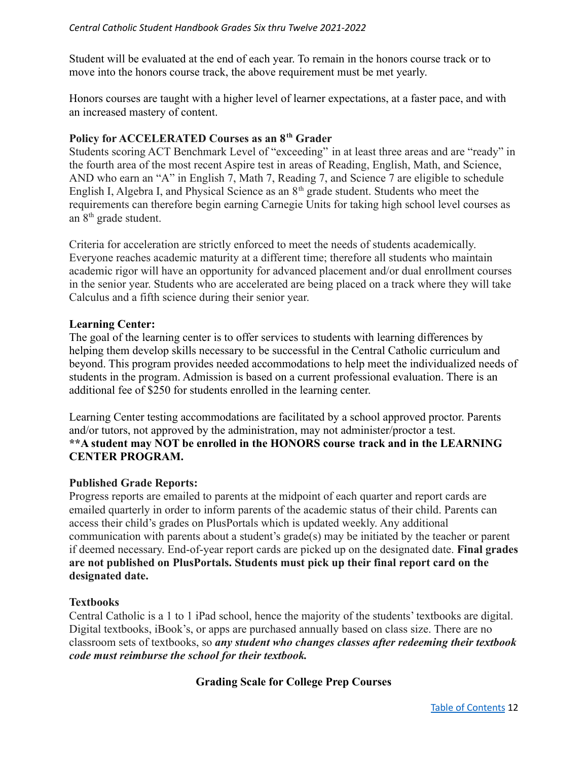Student will be evaluated at the end of each year. To remain in the honors course track or to move into the honors course track, the above requirement must be met yearly.

Honors courses are taught with a higher level of learner expectations, at a faster pace, and with an increased mastery of content.

**Policy for ACCELERATED Courses as an 8th Grader**

Students scoring ACT Benchmark Level of "exceeding" in at least three areas and are "ready" in the fourth area of the most recent Aspire test in areas of Reading, English, Math, and Science, AND who earn an "A" in English 7, Math 7, Reading 7, and Science 7 are eligible to schedule English I, Algebra I, and Physical Science as an 8th grade student. Students who meet the requirements can therefore begin earning Carnegie Units for taking high school level courses as an 8th grade student.

Criteria for acceleration are strictly enforced to meet the needs of students academically. Everyone reaches academic maturity at a different time; therefore all students who maintain academic rigor will have an opportunity for advanced placement and/or dual enrollment courses in the senior year. Students who are accelerated are being placed on a track where they will take Calculus and a fifth science during their senior year.

**Learning Center:**

The goal of the learning center is to offer services to students with learning differences by helping them develop skills necessary to be successful in the Central Catholic curriculum and beyond. This program provides needed accommodations to help meet the individualized needs of students in the program. Admission is based on a current professional evaluation. There is an additional fee of $250 for students enrolled in the learning center.

Learning Center testing accommodations are facilitated by a school approved proctor. Parents and/or tutors, not approved by the administration, may not administer/proctor a test.
**A student may NOT be enrolled in the HONORS course track and in the LEARNING CENTER PROGRAM.**

**Published Grade Reports:**

Progress reports are emailed to parents at the midpoint of each quarter and report cards are emailed quarterly in order to inform parents of the academic status of their child. Parents can access their child's grades on PlusPortals which is updated weekly. Any additional communication with parents about a student's grade(s) may be initiated by the teacher or parent if deemed necessary. End-of-year report cards are picked up on the designated date. **Final grades are not published on PlusPortals. Students must pick up their final report card on the designated date.**

**Textbooks**

Central Catholic is a 1 to 1 iPad school, hence the majority of the students' textbooks are digital. Digital textbooks, iBook's, or apps are purchased annually based on class size. There are no classroom sets of textbooks, so ***any student who changes classes after redeeming their textbook code must reimburse the school for their textbook.***

**Grading Scale for College Prep Courses**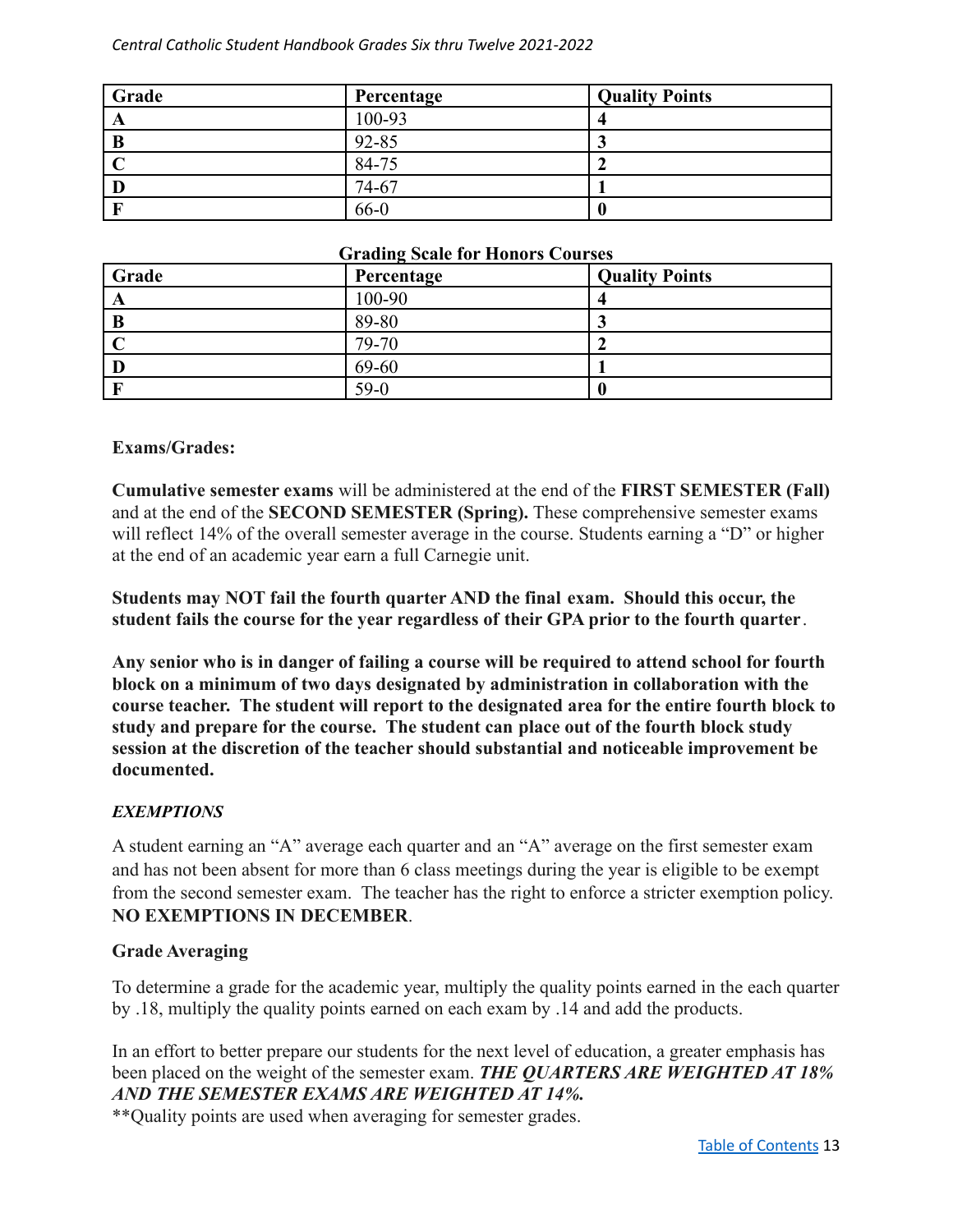| Grade | Percentage | Quality Points |
|---|---|---|
| A | 100-93 | 4 |
| B | 92-85 | 3 |
| C | 84-75 | 2 |
| D | 74-67 | 1 |
| F | 66-0 | 0 |

**Grading Scale for Honors Courses**

| Grade | Percentage | Quality Points |
|---|---|---|
| A | 100-90 | 4 |
| B | 89-80 | 3 |
| C | 79-70 | 2 |
| D | 69-60 | 1 |
| F | 59-0 | 0 |

**Exams/Grades:**

**Cumulative semester exams** will be administered at the end of the **FIRST SEMESTER (Fall)** and at the end of the **SECOND SEMESTER (Spring).** These comprehensive semester exams will reflect 14% of the overall semester average in the course. Students earning a "D" or higher at the end of an academic year earn a full Carnegie unit.

**Students may NOT fail the fourth quarter AND the final exam. Should this occur, the student fails the course for the year regardless of their GPA prior to the fourth quarter**.

**Any senior who is in danger of failing a course will be required to attend school for fourth block on a minimum of two days designated by administration in collaboration with the course teacher. The student will report to the designated area for the entire fourth block to study and prepare for the course. The student can place out of the fourth block study session at the discretion of the teacher should substantial and noticeable improvement be documented.**

***EXEMPTIONS***

A student earning an "A" average each quarter and an "A" average on the first semester exam and has not been absent for more than 6 class meetings during the year is eligible to be exempt from the second semester exam. The teacher has the right to enforce a stricter exemption policy. **NO EXEMPTIONS IN DECEMBER**.

**Grade Averaging**

To determine a grade for the academic year, multiply the quality points earned in the each quarter by .18, multiply the quality points earned on each exam by .14 and add the products.

In an effort to better prepare our students for the next level of education, a greater emphasis has been placed on the weight of the semester exam. ***THE QUARTERS ARE WEIGHTED AT 18% AND THE SEMESTER EXAMS ARE WEIGHTED AT 14%.***

**Quality points are used when averaging for semester grades.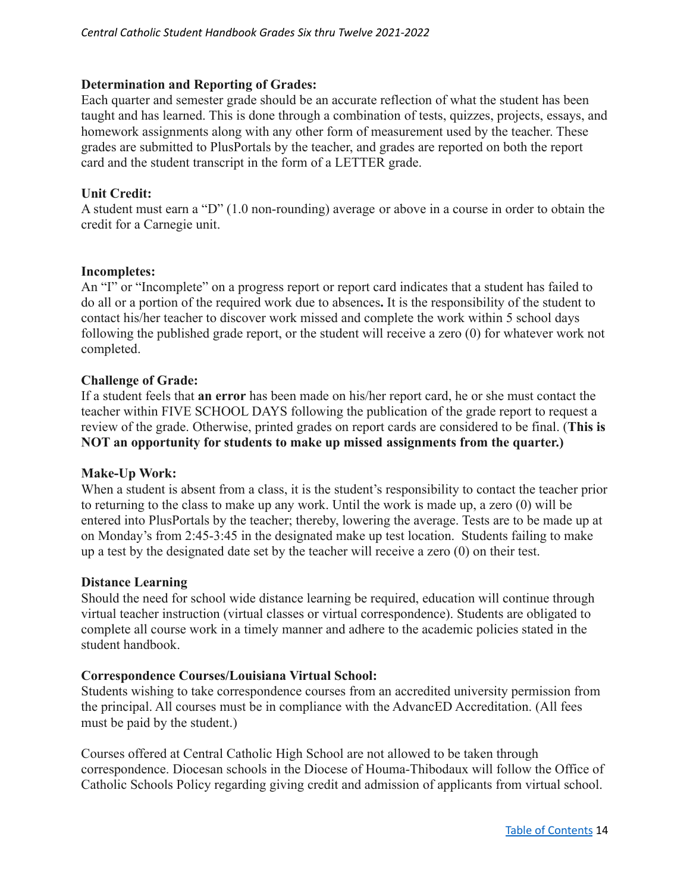**Determination and Reporting of Grades:**
Each quarter and semester grade should be an accurate reflection of what the student has been taught and has learned. This is done through a combination of tests, quizzes, projects, essays, and homework assignments along with any other form of measurement used by the teacher. These grades are submitted to PlusPortals by the teacher, and grades are reported on both the report card and the student transcript in the form of a LETTER grade.

**Unit Credit:**
A student must earn a "D" (1.0 non-rounding) average or above in a course in order to obtain the credit for a Carnegie unit.

**Incompletes:**
An "I" or "Incomplete" on a progress report or report card indicates that a student has failed to do all or a portion of the required work due to absences**.** It is the responsibility of the student to contact his/her teacher to discover work missed and complete the work within 5 school days following the published grade report, or the student will receive a zero (0) for whatever work not completed.

**Challenge of Grade:**
If a student feels that **an error** has been made on his/her report card, he or she must contact the teacher within FIVE SCHOOL DAYS following the publication of the grade report to request a review of the grade. Otherwise, printed grades on report cards are considered to be final. (**This is NOT an opportunity for students to make up missed assignments from the quarter.)**

**Make-Up Work:**
When a student is absent from a class, it is the student's responsibility to contact the teacher prior to returning to the class to make up any work. Until the work is made up, a zero (0) will be entered into PlusPortals by the teacher; thereby, lowering the average. Tests are to be made up at on Monday's from 2:45-3:45 in the designated make up test location. Students failing to make up a test by the designated date set by the teacher will receive a zero (0) on their test.

**Distance Learning**
Should the need for school wide distance learning be required, education will continue through virtual teacher instruction (virtual classes or virtual correspondence). Students are obligated to complete all course work in a timely manner and adhere to the academic policies stated in the student handbook.

**Correspondence Courses/Louisiana Virtual School:**
Students wishing to take correspondence courses from an accredited university permission from the principal. All courses must be in compliance with the AdvancED Accreditation. (All fees must be paid by the student.)

Courses offered at Central Catholic High School are not allowed to be taken through correspondence. Diocesan schools in the Diocese of Houma-Thibodaux will follow the Office of Catholic Schools Policy regarding giving credit and admission of applicants from virtual school.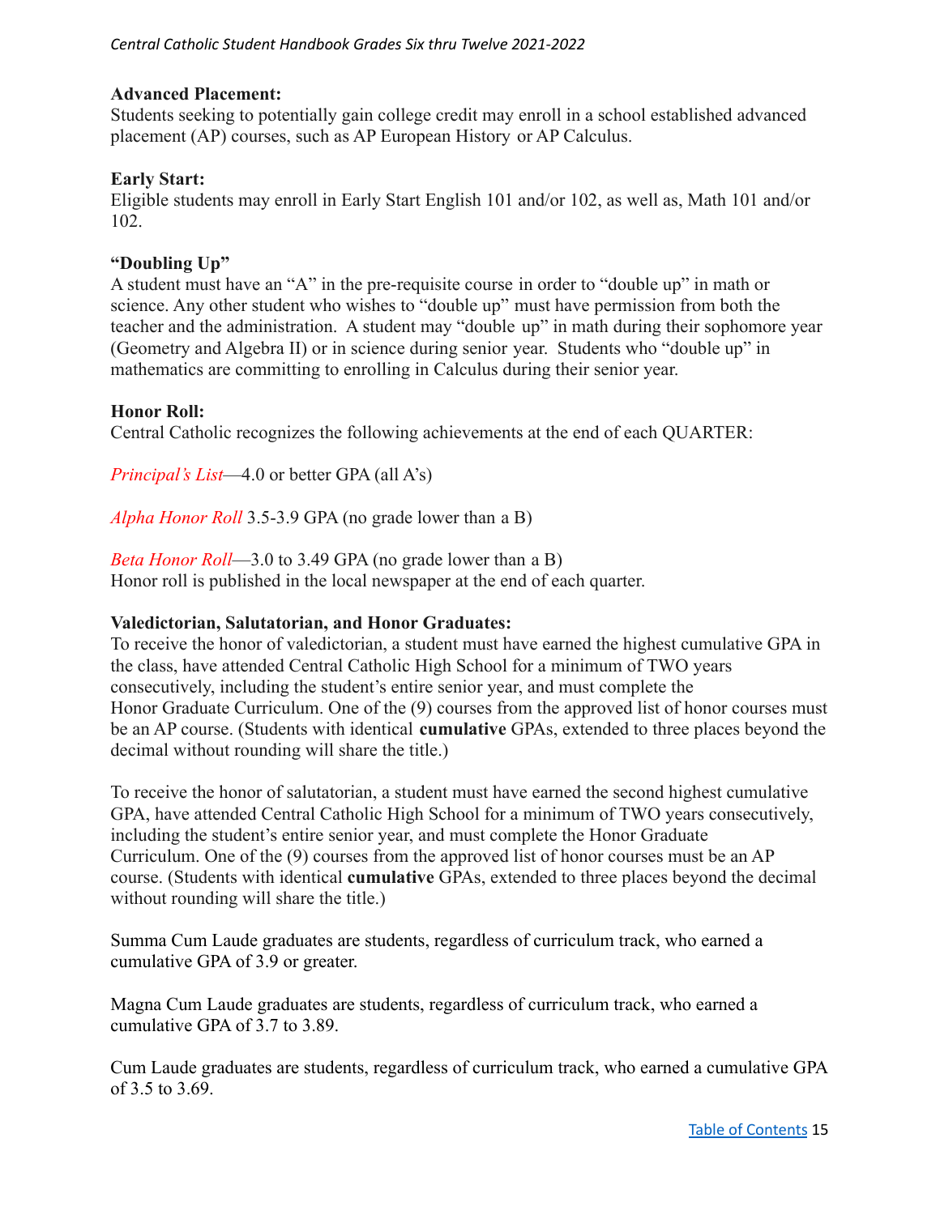**Advanced Placement:**
Students seeking to potentially gain college credit may enroll in a school established advanced placement (AP) courses, such as AP European History or AP Calculus.

**Early Start:**
Eligible students may enroll in Early Start English 101 and/or 102, as well as, Math 101 and/or 102.

**"Doubling Up"**
A student must have an "A" in the pre-requisite course in order to "double up" in math or science. Any other student who wishes to "double up" must have permission from both the teacher and the administration. A student may "double up" in math during their sophomore year (Geometry and Algebra II) or in science during senior year. Students who "double up" in mathematics are committing to enrolling in Calculus during their senior year.

**Honor Roll:**
Central Catholic recognizes the following achievements at the end of each QUARTER:

*Principal's List*—4.0 or better GPA (all A's)

*Alpha Honor Roll* 3.5-3.9 GPA (no grade lower than a B)

*Beta Honor Roll*—3.0 to 3.49 GPA (no grade lower than a B)
Honor roll is published in the local newspaper at the end of each quarter.

**Valedictorian, Salutatorian, and Honor Graduates:**
To receive the honor of valedictorian, a student must have earned the highest cumulative GPA in the class, have attended Central Catholic High School for a minimum of TWO years consecutively, including the student's entire senior year, and must complete the Honor Graduate Curriculum. One of the (9) courses from the approved list of honor courses must be an AP course. (Students with identical **cumulative** GPAs, extended to three places beyond the decimal without rounding will share the title.)

To receive the honor of salutatorian, a student must have earned the second highest cumulative GPA, have attended Central Catholic High School for a minimum of TWO years consecutively, including the student's entire senior year, and must complete the Honor Graduate Curriculum. One of the (9) courses from the approved list of honor courses must be an AP course. (Students with identical **cumulative** GPAs, extended to three places beyond the decimal without rounding will share the title.)

Summa Cum Laude graduates are students, regardless of curriculum track, who earned a cumulative GPA of 3.9 or greater.

Magna Cum Laude graduates are students, regardless of curriculum track, who earned a cumulative GPA of 3.7 to 3.89.

Cum Laude graduates are students, regardless of curriculum track, who earned a cumulative GPA of 3.5 to 3.69.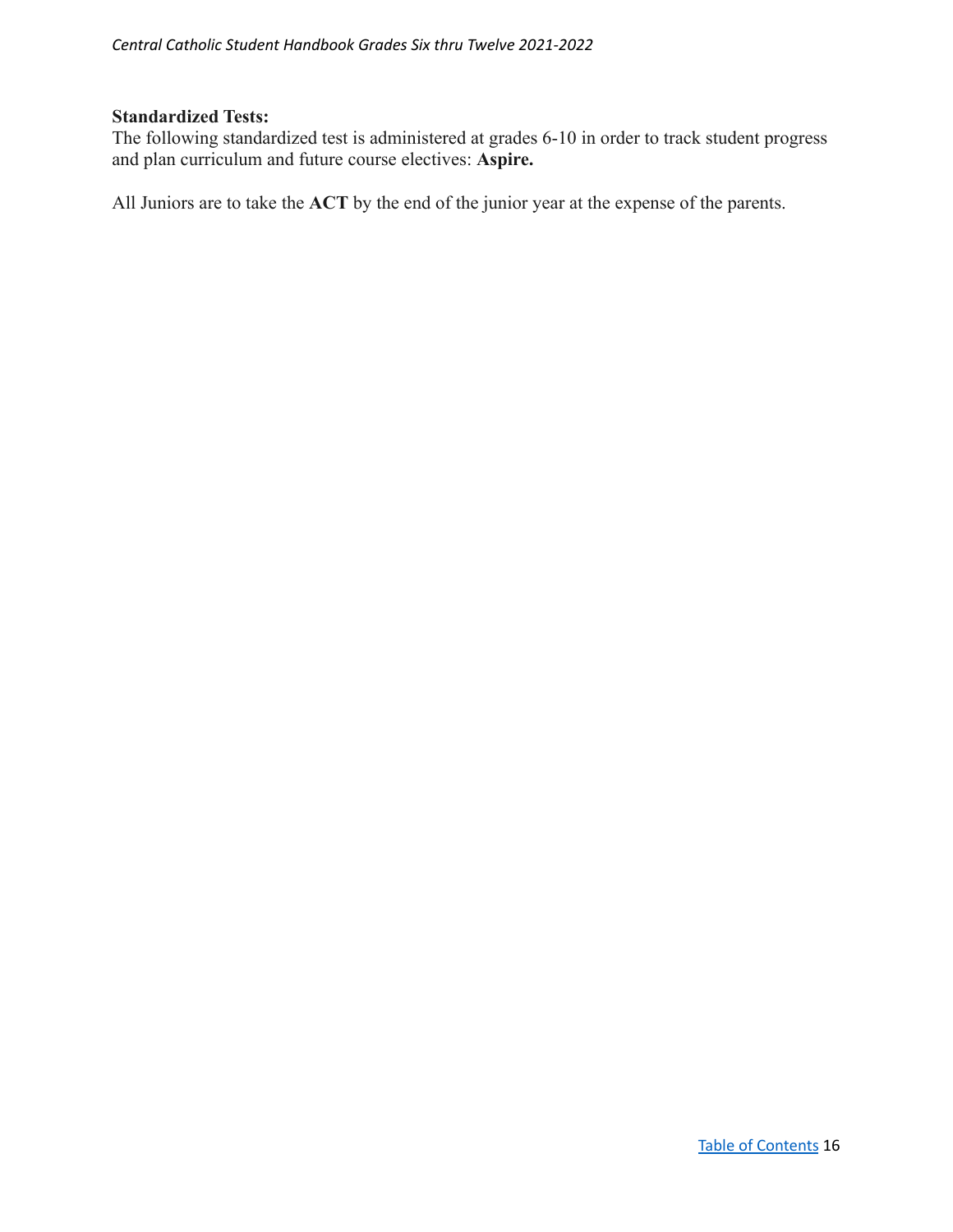**Standardized Tests:**
The following standardized test is administered at grades 6-10 in order to track student progress and plan curriculum and future course electives: **Aspire.**

All Juniors are to take the **ACT** by the end of the junior year at the expense of the parents.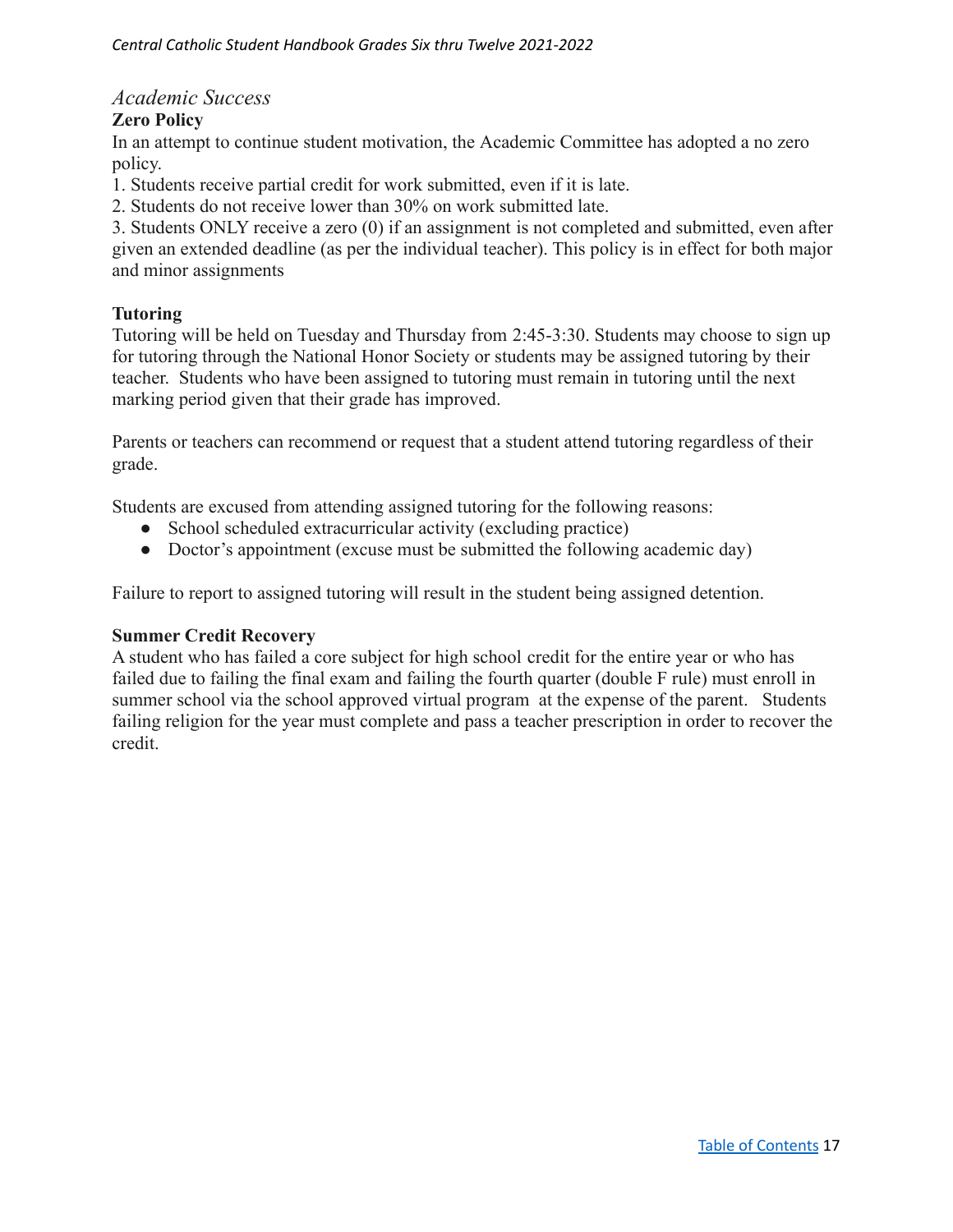## *Academic Success*

### Zero Policy

In an attempt to continue student motivation, the Academic Committee has adopted a no zero policy.

1. Students receive partial credit for work submitted, even if it is late.
2. Students do not receive lower than 30% on work submitted late.
3. Students ONLY receive a zero (0) if an assignment is not completed and submitted, even after given an extended deadline (as per the individual teacher). This policy is in effect for both major and minor assignments

### Tutoring

Tutoring will be held on Tuesday and Thursday from 2:45-3:30. Students may choose to sign up for tutoring through the National Honor Society or students may be assigned tutoring by their teacher. Students who have been assigned to tutoring must remain in tutoring until the next marking period given that their grade has improved.

Parents or teachers can recommend or request that a student attend tutoring regardless of their grade.

Students are excused from attending assigned tutoring for the following reasons:

- School scheduled extracurricular activity (excluding practice)
- Doctor's appointment (excuse must be submitted the following academic day)

Failure to report to assigned tutoring will result in the student being assigned detention.

### Summer Credit Recovery

A student who has failed a core subject for high school credit for the entire year or who has failed due to failing the final exam and failing the fourth quarter (double F rule) must enroll in summer school via the school approved virtual program at the expense of the parent. Students failing religion for the year must complete and pass a teacher prescription in order to recover the credit.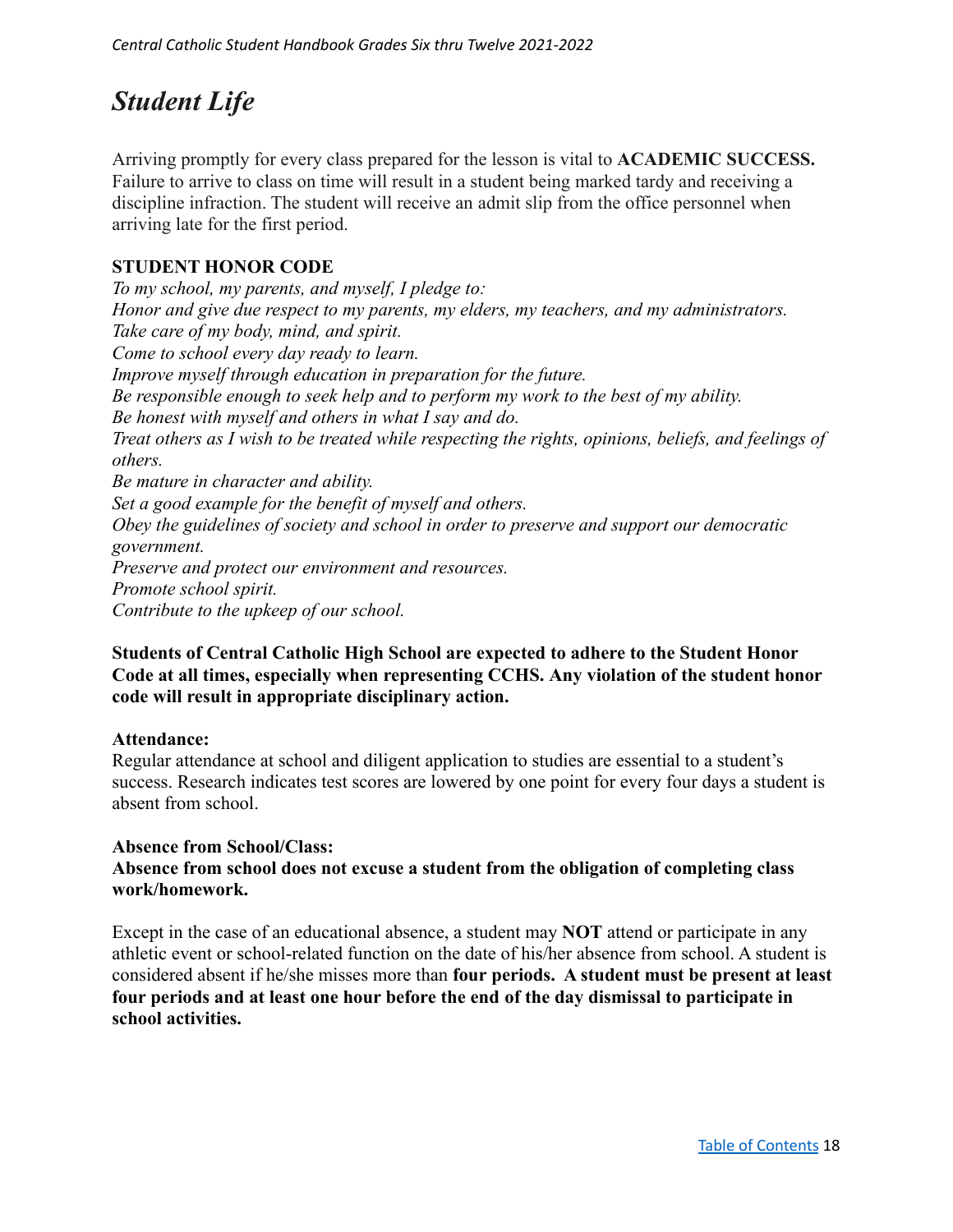# *Student Life*

Arriving promptly for every class prepared for the lesson is vital to **ACADEMIC SUCCESS.** Failure to arrive to class on time will result in a student being marked tardy and receiving a discipline infraction. The student will receive an admit slip from the office personnel when arriving late for the first period.

### STUDENT HONOR CODE

*To my school, my parents, and myself, I pledge to:*
*Honor and give due respect to my parents, my elders, my teachers, and my administrators.*
*Take care of my body, mind, and spirit.*
*Come to school every day ready to learn.*
*Improve myself through education in preparation for the future.*
*Be responsible enough to seek help and to perform my work to the best of my ability.*
*Be honest with myself and others in what I say and do.*
*Treat others as I wish to be treated while respecting the rights, opinions, beliefs, and feelings of others.*
*Be mature in character and ability.*
*Set a good example for the benefit of myself and others.*
*Obey the guidelines of society and school in order to preserve and support our democratic government.*
*Preserve and protect our environment and resources.*
*Promote school spirit.*
*Contribute to the upkeep of our school.*

**Students of Central Catholic High School are expected to adhere to the Student Honor Code at all times, especially when representing CCHS. Any violation of the student honor code will result in appropriate disciplinary action.**

**Attendance:**

Regular attendance at school and diligent application to studies are essential to a student's success. Research indicates test scores are lowered by one point for every four days a student is absent from school.

**Absence from School/Class:**

**Absence from school does not excuse a student from the obligation of completing class work/homework.**

Except in the case of an educational absence, a student may **NOT** attend or participate in any athletic event or school-related function on the date of his/her absence from school. A student is considered absent if he/she misses more than **four periods. A student must be present at least four periods and at least one hour before the end of the day dismissal to participate in school activities.**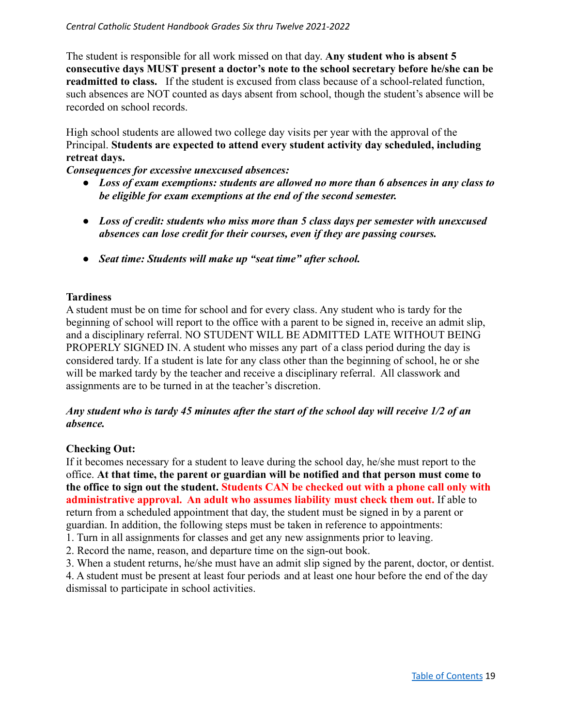The student is responsible for all work missed on that day. **Any student who is absent 5 consecutive days MUST present a doctor's note to the school secretary before he/she can be readmitted to class.** If the student is excused from class because of a school-related function, such absences are NOT counted as days absent from school, though the student's absence will be recorded on school records.

High school students are allowed two college day visits per year with the approval of the Principal. **Students are expected to attend every student activity day scheduled, including retreat days.**

***Consequences for excessive unexcused absences:***

- ***Loss of exam exemptions: students are allowed no more than 6 absences in any class to be eligible for exam exemptions at the end of the second semester.***
- ***Loss of credit: students who miss more than 5 class days per semester with unexcused absences can lose credit for their courses, even if they are passing courses.***
- ***Seat time: Students will make up "seat time" after school.***

**Tardiness**

A student must be on time for school and for every class. Any student who is tardy for the beginning of school will report to the office with a parent to be signed in, receive an admit slip, and a disciplinary referral. NO STUDENT WILL BE ADMITTED LATE WITHOUT BEING PROPERLY SIGNED IN. A student who misses any part of a class period during the day is considered tardy. If a student is late for any class other than the beginning of school, he or she will be marked tardy by the teacher and receive a disciplinary referral. All classwork and assignments are to be turned in at the teacher's discretion.

***Any student who is tardy 45 minutes after the start of the school day will receive 1/2 of an absence.***

**Checking Out:**

If it becomes necessary for a student to leave during the school day, he/she must report to the office. **At that time, the parent or guardian will be notified and that person must come to the office to sign out the student. Students CAN be checked out with a phone call only with administrative approval. An adult who assumes liability must check them out.** If able to return from a scheduled appointment that day, the student must be signed in by a parent or guardian. In addition, the following steps must be taken in reference to appointments:

1. Turn in all assignments for classes and get any new assignments prior to leaving.
2. Record the name, reason, and departure time on the sign-out book.
3. When a student returns, he/she must have an admit slip signed by the parent, doctor, or dentist.
4. A student must be present at least four periods and at least one hour before the end of the day dismissal to participate in school activities.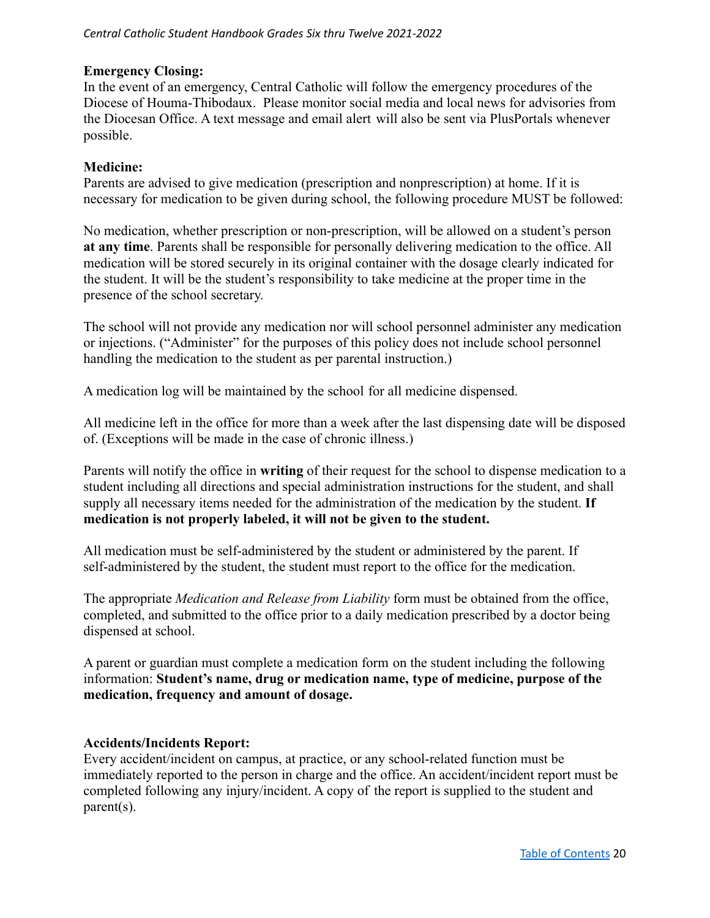**Emergency Closing:**

In the event of an emergency, Central Catholic will follow the emergency procedures of the Diocese of Houma-Thibodaux. Please monitor social media and local news for advisories from the Diocesan Office. A text message and email alert will also be sent via PlusPortals whenever possible.

**Medicine:**

Parents are advised to give medication (prescription and nonprescription) at home. If it is necessary for medication to be given during school, the following procedure MUST be followed:

No medication, whether prescription or non-prescription, will be allowed on a student's person **at any time**. Parents shall be responsible for personally delivering medication to the office. All medication will be stored securely in its original container with the dosage clearly indicated for the student. It will be the student's responsibility to take medicine at the proper time in the presence of the school secretary.

The school will not provide any medication nor will school personnel administer any medication or injections. ("Administer" for the purposes of this policy does not include school personnel handling the medication to the student as per parental instruction.)

A medication log will be maintained by the school for all medicine dispensed.

All medicine left in the office for more than a week after the last dispensing date will be disposed of. (Exceptions will be made in the case of chronic illness.)

Parents will notify the office in **writing** of their request for the school to dispense medication to a student including all directions and special administration instructions for the student, and shall supply all necessary items needed for the administration of the medication by the student. **If medication is not properly labeled, it will not be given to the student.**

All medication must be self-administered by the student or administered by the parent. If self-administered by the student, the student must report to the office for the medication.

The appropriate *Medication and Release from Liability* form must be obtained from the office, completed, and submitted to the office prior to a daily medication prescribed by a doctor being dispensed at school.

A parent or guardian must complete a medication form on the student including the following information: **Student's name, drug or medication name, type of medicine, purpose of the medication, frequency and amount of dosage.**

**Accidents/Incidents Report:**

Every accident/incident on campus, at practice, or any school-related function must be immediately reported to the person in charge and the office. An accident/incident report must be completed following any injury/incident. A copy of the report is supplied to the student and parent(s).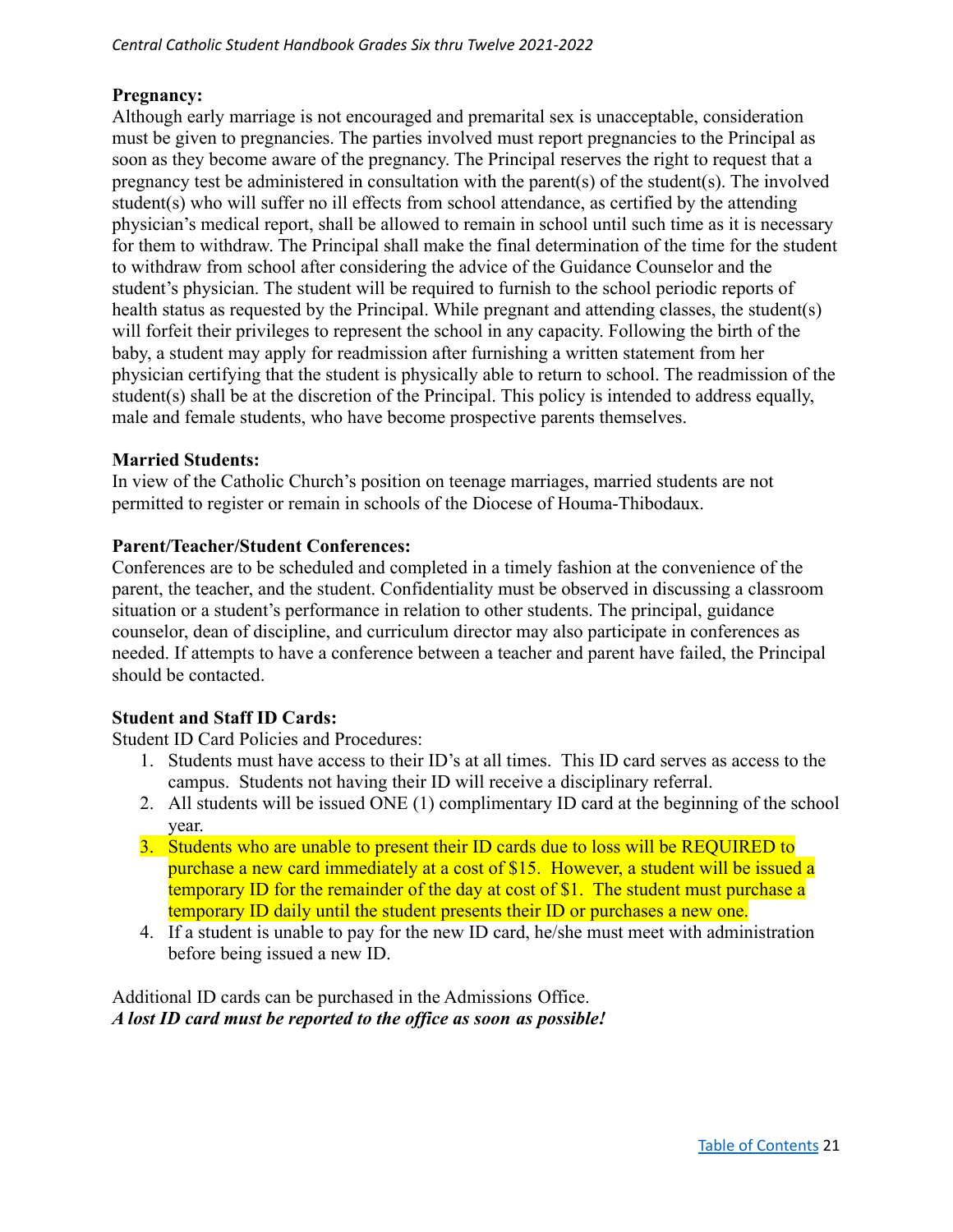**Pregnancy:**
Although early marriage is not encouraged and premarital sex is unacceptable, consideration must be given to pregnancies. The parties involved must report pregnancies to the Principal as soon as they become aware of the pregnancy. The Principal reserves the right to request that a pregnancy test be administered in consultation with the parent(s) of the student(s). The involved student(s) who will suffer no ill effects from school attendance, as certified by the attending physician's medical report, shall be allowed to remain in school until such time as it is necessary for them to withdraw. The Principal shall make the final determination of the time for the student to withdraw from school after considering the advice of the Guidance Counselor and the student's physician. The student will be required to furnish to the school periodic reports of health status as requested by the Principal. While pregnant and attending classes, the student(s) will forfeit their privileges to represent the school in any capacity. Following the birth of the baby, a student may apply for readmission after furnishing a written statement from her physician certifying that the student is physically able to return to school. The readmission of the student(s) shall be at the discretion of the Principal. This policy is intended to address equally, male and female students, who have become prospective parents themselves.

**Married Students:**
In view of the Catholic Church's position on teenage marriages, married students are not permitted to register or remain in schools of the Diocese of Houma-Thibodaux.

**Parent/Teacher/Student Conferences:**
Conferences are to be scheduled and completed in a timely fashion at the convenience of the parent, the teacher, and the student. Confidentiality must be observed in discussing a classroom situation or a student's performance in relation to other students. The principal, guidance counselor, dean of discipline, and curriculum director may also participate in conferences as needed. If attempts to have a conference between a teacher and parent have failed, the Principal should be contacted.

**Student and Staff ID Cards:**
Student ID Card Policies and Procedures:

1. Students must have access to their ID's at all times. This ID card serves as access to the campus. Students not having their ID will receive a disciplinary referral.
2. All students will be issued ONE (1) complimentary ID card at the beginning of the school year.
3. Students who are unable to present their ID cards due to loss will be REQUIRED to purchase a new card immediately at a cost of $15. However, a student will be issued a temporary ID for the remainder of the day at cost of $1. The student must purchase a temporary ID daily until the student presents their ID or purchases a new one.
4. If a student is unable to pay for the new ID card, he/she must meet with administration before being issued a new ID.

Additional ID cards can be purchased in the Admissions Office.
***A lost ID card must be reported to the office as soon as possible!***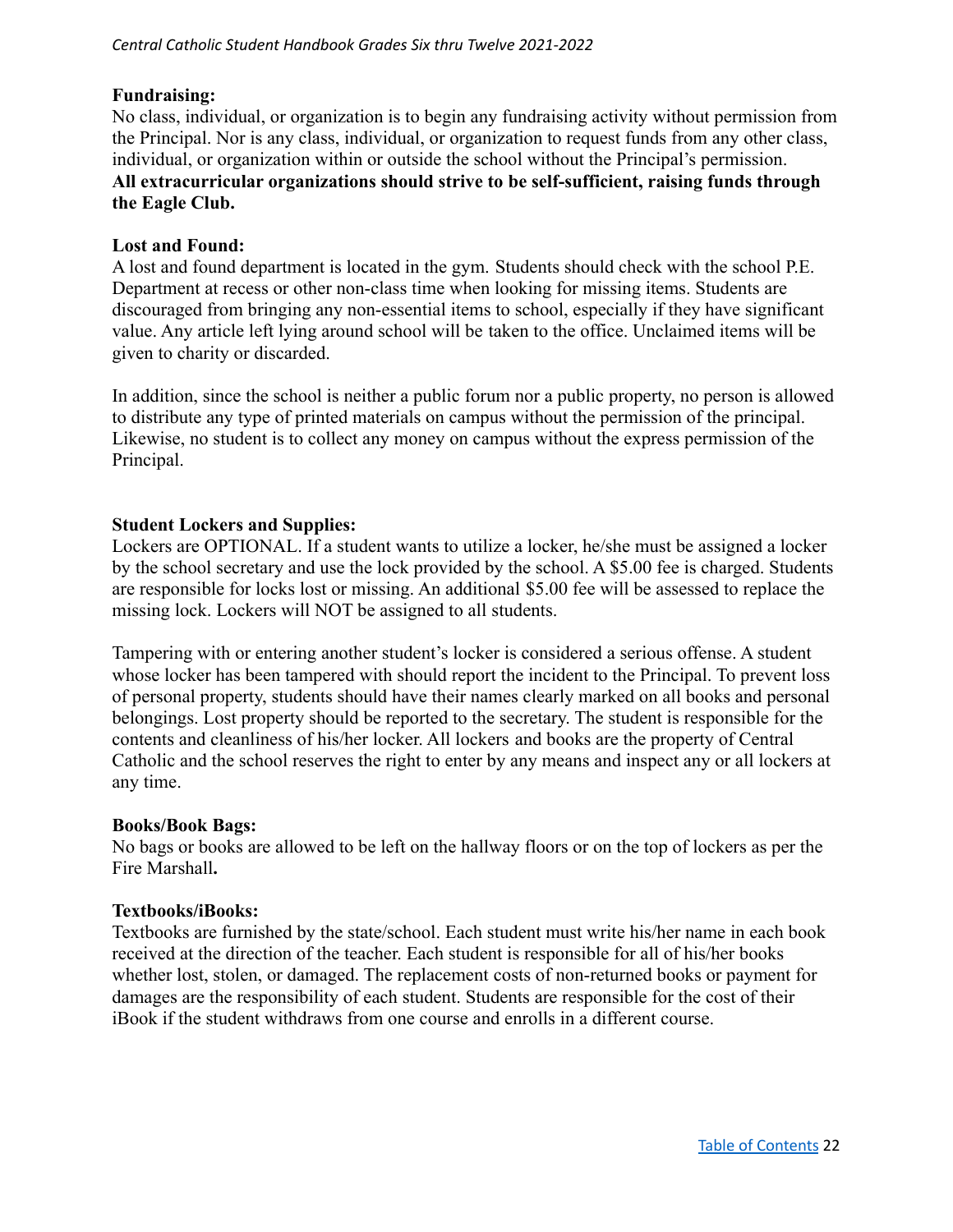### Fundraising:

No class, individual, or organization is to begin any fundraising activity without permission from the Principal. Nor is any class, individual, or organization to request funds from any other class, individual, or organization within or outside the school without the Principal's permission. **All extracurricular organizations should strive to be self-sufficient, raising funds through the Eagle Club.**

### Lost and Found:

A lost and found department is located in the gym. Students should check with the school P.E. Department at recess or other non-class time when looking for missing items. Students are discouraged from bringing any non-essential items to school, especially if they have significant value. Any article left lying around school will be taken to the office. Unclaimed items will be given to charity or discarded.

In addition, since the school is neither a public forum nor a public property, no person is allowed to distribute any type of printed materials on campus without the permission of the principal. Likewise, no student is to collect any money on campus without the express permission of the Principal.

### Student Lockers and Supplies:

Lockers are OPTIONAL. If a student wants to utilize a locker, he/she must be assigned a locker by the school secretary and use the lock provided by the school. A $5.00 fee is charged. Students are responsible for locks lost or missing. An additional $5.00 fee will be assessed to replace the missing lock. Lockers will NOT be assigned to all students.

Tampering with or entering another student's locker is considered a serious offense. A student whose locker has been tampered with should report the incident to the Principal. To prevent loss of personal property, students should have their names clearly marked on all books and personal belongings. Lost property should be reported to the secretary. The student is responsible for the contents and cleanliness of his/her locker. All lockers and books are the property of Central Catholic and the school reserves the right to enter by any means and inspect any or all lockers at any time.

### Books/Book Bags:

No bags or books are allowed to be left on the hallway floors or on the top of lockers as per the Fire Marshall**.**

### Textbooks/iBooks:

Textbooks are furnished by the state/school. Each student must write his/her name in each book received at the direction of the teacher. Each student is responsible for all of his/her books whether lost, stolen, or damaged. The replacement costs of non-returned books or payment for damages are the responsibility of each student. Students are responsible for the cost of their iBook if the student withdraws from one course and enrolls in a different course.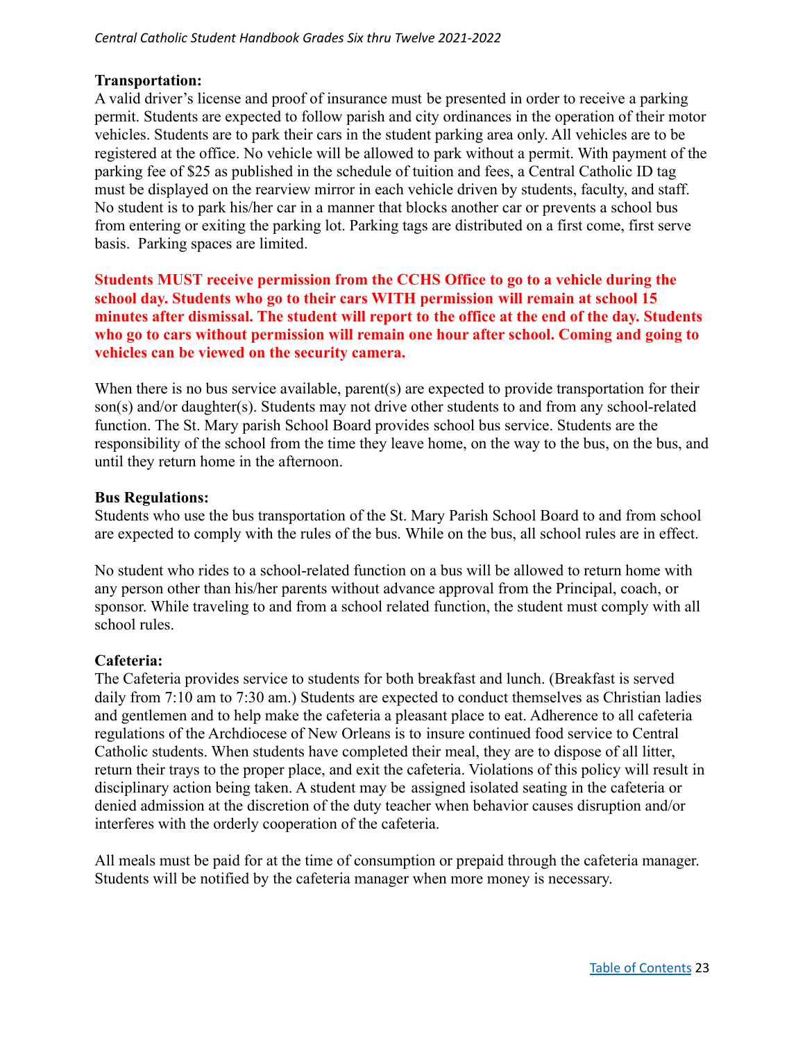## Transportation:

A valid driver's license and proof of insurance must be presented in order to receive a parking permit. Students are expected to follow parish and city ordinances in the operation of their motor vehicles. Students are to park their cars in the student parking area only. All vehicles are to be registered at the office. No vehicle will be allowed to park without a permit. With payment of the parking fee of $25 as published in the schedule of tuition and fees, a Central Catholic ID tag must be displayed on the rearview mirror in each vehicle driven by students, faculty, and staff. No student is to park his/her car in a manner that blocks another car or prevents a school bus from entering or exiting the parking lot. Parking tags are distributed on a first come, first serve basis. Parking spaces are limited.

**Students MUST receive permission from the CCHS Office to go to a vehicle during the school day. Students who go to their cars WITH permission will remain at school 15 minutes after dismissal. The student will report to the office at the end of the day. Students who go to cars without permission will remain one hour after school. Coming and going to vehicles can be viewed on the security camera.**

When there is no bus service available, parent(s) are expected to provide transportation for their son(s) and/or daughter(s). Students may not drive other students to and from any school-related function. The St. Mary parish School Board provides school bus service. Students are the responsibility of the school from the time they leave home, on the way to the bus, on the bus, and until they return home in the afternoon.

## Bus Regulations:

Students who use the bus transportation of the St. Mary Parish School Board to and from school are expected to comply with the rules of the bus. While on the bus, all school rules are in effect.

No student who rides to a school-related function on a bus will be allowed to return home with any person other than his/her parents without advance approval from the Principal, coach, or sponsor. While traveling to and from a school related function, the student must comply with all school rules.

## Cafeteria:

The Cafeteria provides service to students for both breakfast and lunch. (Breakfast is served daily from 7:10 am to 7:30 am.) Students are expected to conduct themselves as Christian ladies and gentlemen and to help make the cafeteria a pleasant place to eat. Adherence to all cafeteria regulations of the Archdiocese of New Orleans is to insure continued food service to Central Catholic students. When students have completed their meal, they are to dispose of all litter, return their trays to the proper place, and exit the cafeteria. Violations of this policy will result in disciplinary action being taken. A student may be assigned isolated seating in the cafeteria or denied admission at the discretion of the duty teacher when behavior causes disruption and/or interferes with the orderly cooperation of the cafeteria.

All meals must be paid for at the time of consumption or prepaid through the cafeteria manager. Students will be notified by the cafeteria manager when more money is necessary.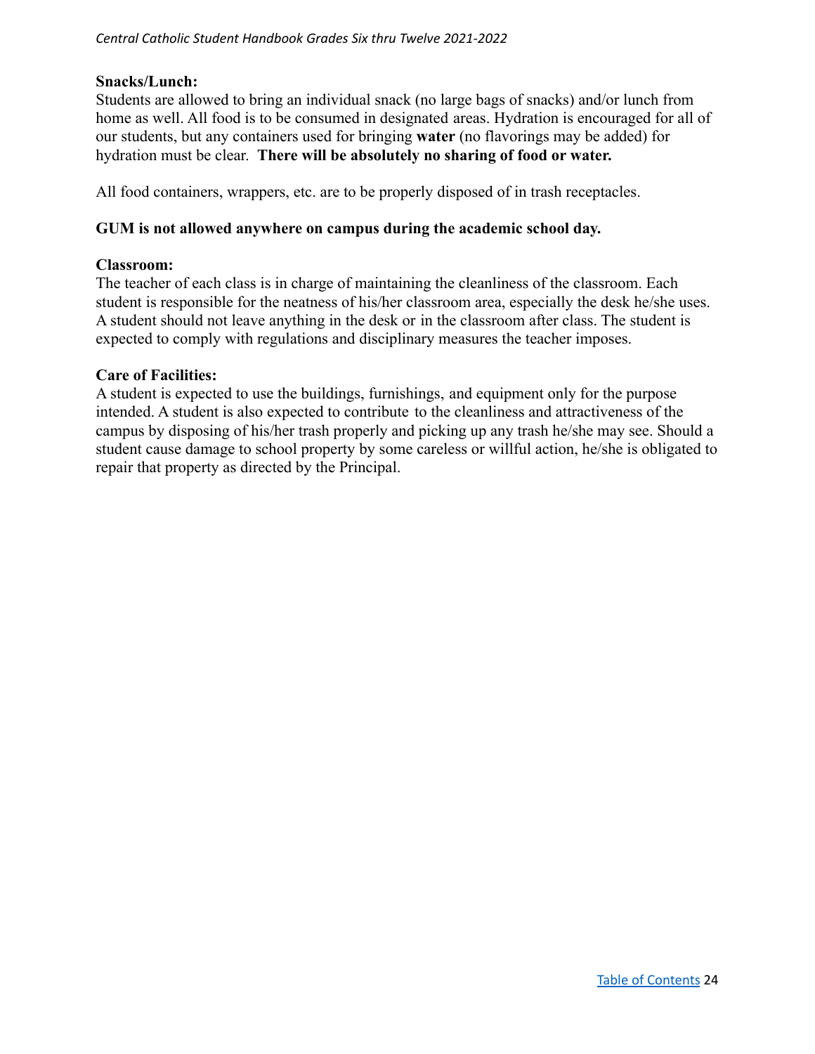**Snacks/Lunch:**
Students are allowed to bring an individual snack (no large bags of snacks) and/or lunch from home as well. All food is to be consumed in designated areas. Hydration is encouraged for all of our students, but any containers used for bringing **water** (no flavorings may be added) for hydration must be clear. **There will be absolutely no sharing of food or water.**

All food containers, wrappers, etc. are to be properly disposed of in trash receptacles.

**GUM is not allowed anywhere on campus during the academic school day.**

**Classroom:**
The teacher of each class is in charge of maintaining the cleanliness of the classroom. Each student is responsible for the neatness of his/her classroom area, especially the desk he/she uses. A student should not leave anything in the desk or in the classroom after class. The student is expected to comply with regulations and disciplinary measures the teacher imposes.

**Care of Facilities:**
A student is expected to use the buildings, furnishings, and equipment only for the purpose intended. A student is also expected to contribute to the cleanliness and attractiveness of the campus by disposing of his/her trash properly and picking up any trash he/she may see. Should a student cause damage to school property by some careless or willful action, he/she is obligated to repair that property as directed by the Principal.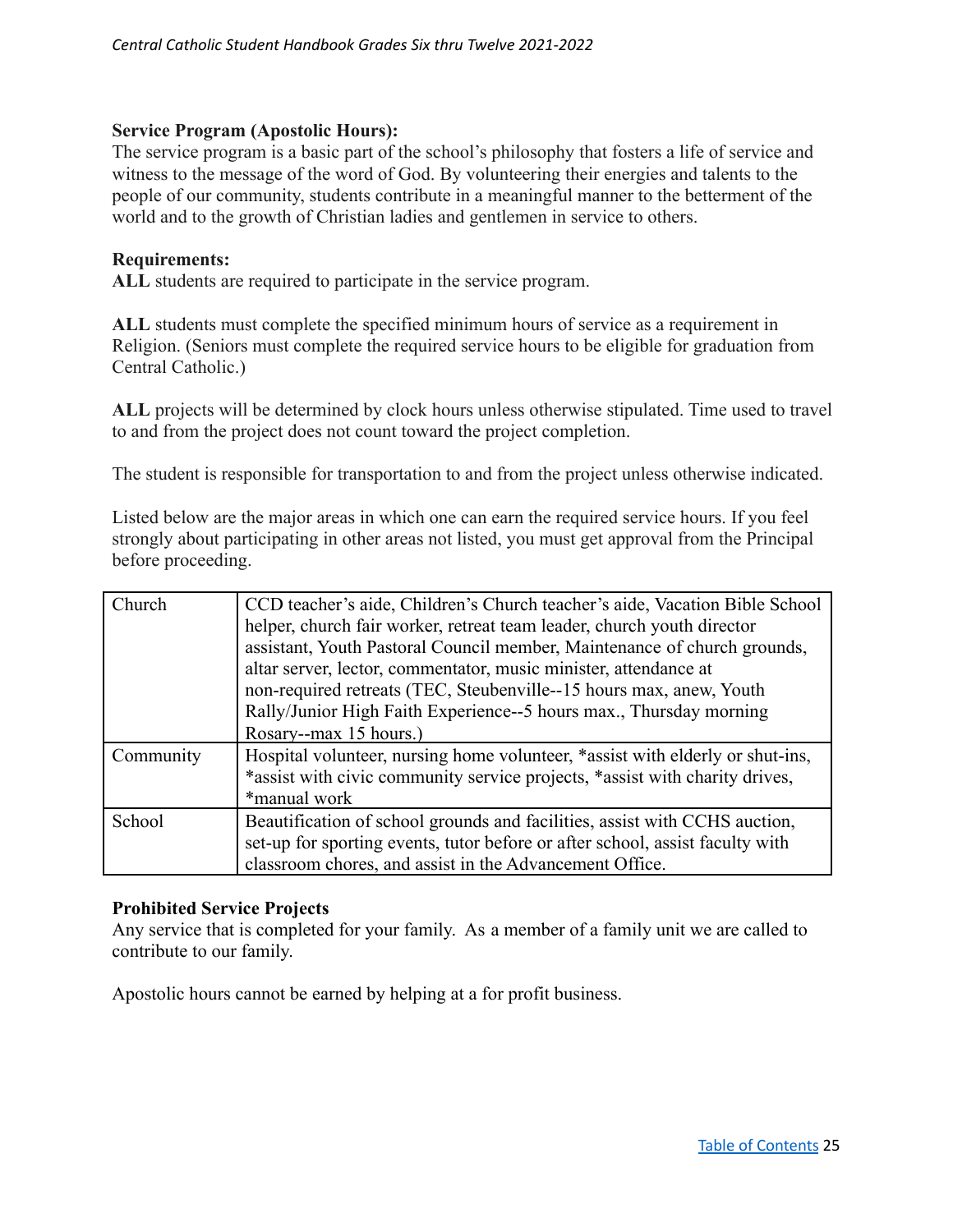**Service Program (Apostolic Hours):**

The service program is a basic part of the school's philosophy that fosters a life of service and witness to the message of the word of God. By volunteering their energies and talents to the people of our community, students contribute in a meaningful manner to the betterment of the world and to the growth of Christian ladies and gentlemen in service to others.

**Requirements:**

**ALL** students are required to participate in the service program.

**ALL** students must complete the specified minimum hours of service as a requirement in Religion. (Seniors must complete the required service hours to be eligible for graduation from Central Catholic.)

**ALL** projects will be determined by clock hours unless otherwise stipulated. Time used to travel to and from the project does not count toward the project completion.

The student is responsible for transportation to and from the project unless otherwise indicated.

Listed below are the major areas in which one can earn the required service hours. If you feel strongly about participating in other areas not listed, you must get approval from the Principal before proceeding.

| | |
|---|---|
| Church | CCD teacher's aide, Children's Church teacher's aide, Vacation Bible School helper, church fair worker, retreat team leader, church youth director assistant, Youth Pastoral Council member, Maintenance of church grounds, altar server, lector, commentator, music minister, attendance at non-required retreats (TEC, Steubenville--15 hours max, anew, Youth Rally/Junior High Faith Experience--5 hours max., Thursday morning Rosary--max 15 hours.) |
| Community | Hospital volunteer, nursing home volunteer, *assist with elderly or shut-ins, *assist with civic community service projects, *assist with charity drives, *manual work |
| School | Beautification of school grounds and facilities, assist with CCHS auction, set-up for sporting events, tutor before or after school, assist faculty with classroom chores, and assist in the Advancement Office. |

**Prohibited Service Projects**

Any service that is completed for your family. As a member of a family unit we are called to contribute to our family.

Apostolic hours cannot be earned by helping at a for profit business.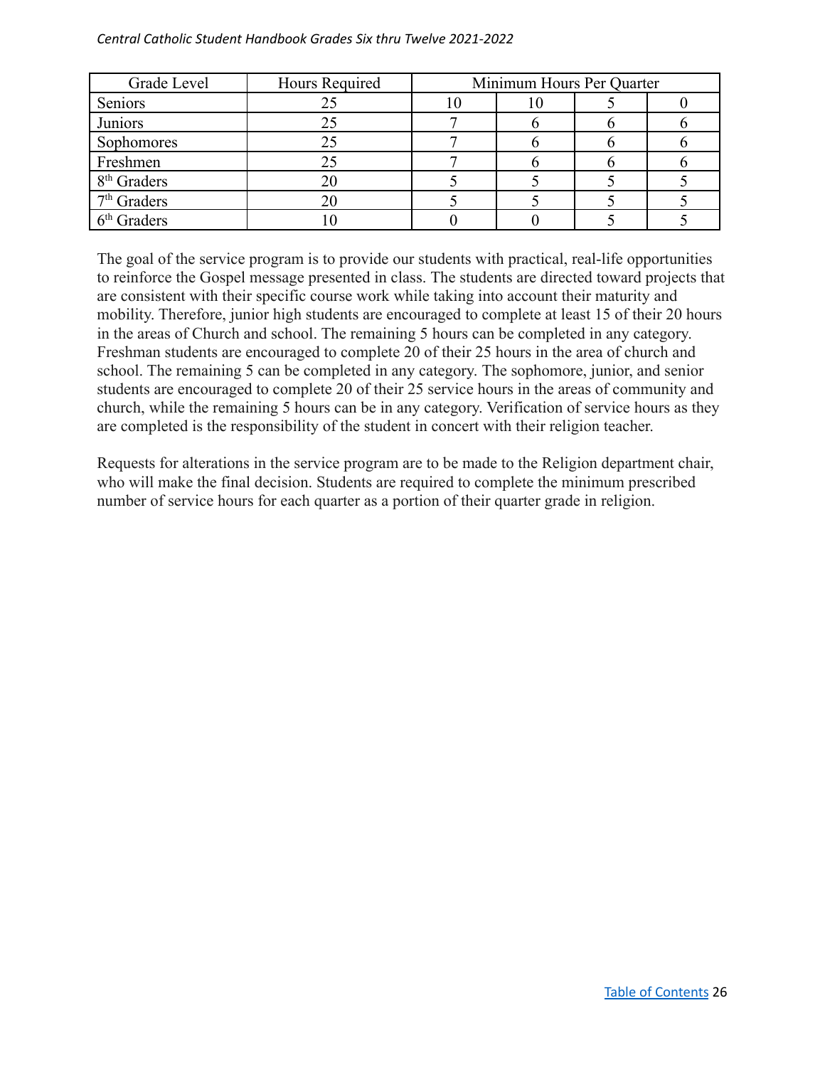| Grade Level | Hours Required | Minimum Hours Per Quarter | | | |
|---|---|---|---|---|---|
| Seniors | 25 | 10 | 10 | 5 | 0 |
| Juniors | 25 | 7 | 6 | 6 | 6 |
| Sophomores | 25 | 7 | 6 | 6 | 6 |
| Freshmen | 25 | 7 | 6 | 6 | 6 |
| 8th Graders | 20 | 5 | 5 | 5 | 5 |
| 7th Graders | 20 | 5 | 5 | 5 | 5 |
| 6th Graders | 10 | 0 | 0 | 5 | 5 |

The goal of the service program is to provide our students with practical, real-life opportunities to reinforce the Gospel message presented in class. The students are directed toward projects that are consistent with their specific course work while taking into account their maturity and mobility. Therefore, junior high students are encouraged to complete at least 15 of their 20 hours in the areas of Church and school. The remaining 5 hours can be completed in any category. Freshman students are encouraged to complete 20 of their 25 hours in the area of church and school. The remaining 5 can be completed in any category. The sophomore, junior, and senior students are encouraged to complete 20 of their 25 service hours in the areas of community and church, while the remaining 5 hours can be in any category. Verification of service hours as they are completed is the responsibility of the student in concert with their religion teacher.

Requests for alterations in the service program are to be made to the Religion department chair, who will make the final decision. Students are required to complete the minimum prescribed number of service hours for each quarter as a portion of their quarter grade in religion.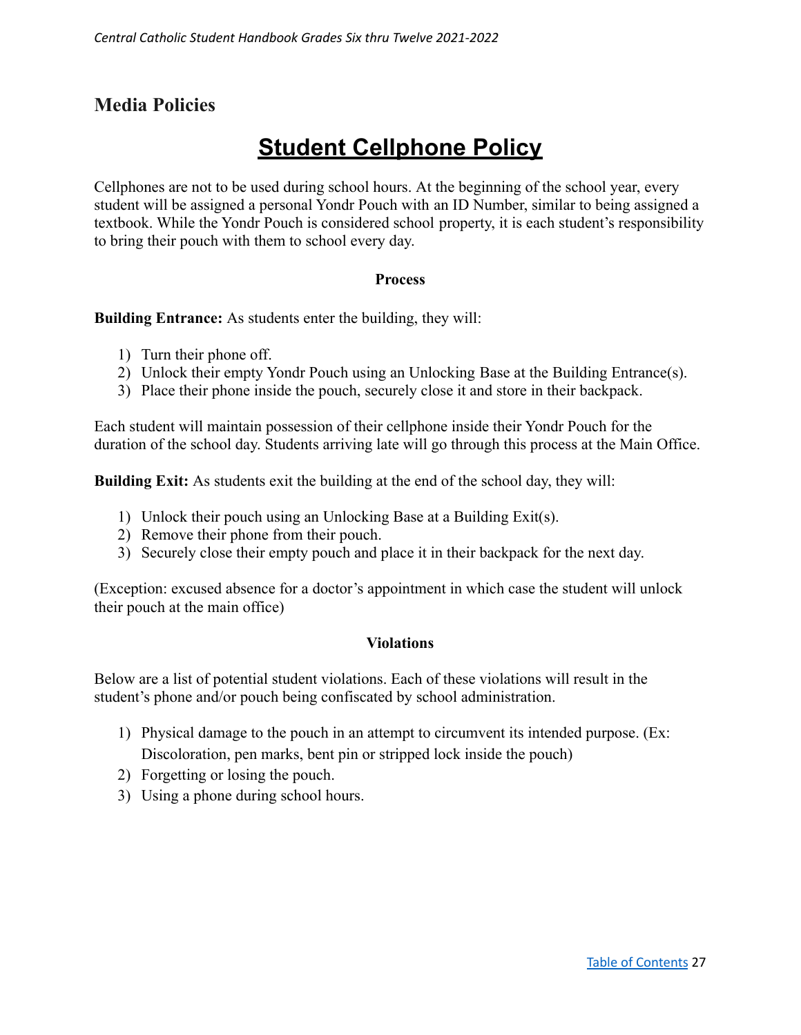## Media Policies

# Student Cellphone Policy

Cellphones are not to be used during school hours. At the beginning of the school year, every student will be assigned a personal Yondr Pouch with an ID Number, similar to being assigned a textbook. While the Yondr Pouch is considered school property, it is each student's responsibility to bring their pouch with them to school every day.

**Process**

**Building Entrance:** As students enter the building, they will:

1) Turn their phone off.
2) Unlock their empty Yondr Pouch using an Unlocking Base at the Building Entrance(s).
3) Place their phone inside the pouch, securely close it and store in their backpack.

Each student will maintain possession of their cellphone inside their Yondr Pouch for the duration of the school day. Students arriving late will go through this process at the Main Office.

**Building Exit:** As students exit the building at the end of the school day, they will:

1) Unlock their pouch using an Unlocking Base at a Building Exit(s).
2) Remove their phone from their pouch.
3) Securely close their empty pouch and place it in their backpack for the next day.

(Exception: excused absence for a doctor's appointment in which case the student will unlock their pouch at the main office)

**Violations**

Below are a list of potential student violations. Each of these violations will result in the student's phone and/or pouch being confiscated by school administration.

1) Physical damage to the pouch in an attempt to circumvent its intended purpose. (Ex: Discoloration, pen marks, bent pin or stripped lock inside the pouch)
2) Forgetting or losing the pouch.
3) Using a phone during school hours.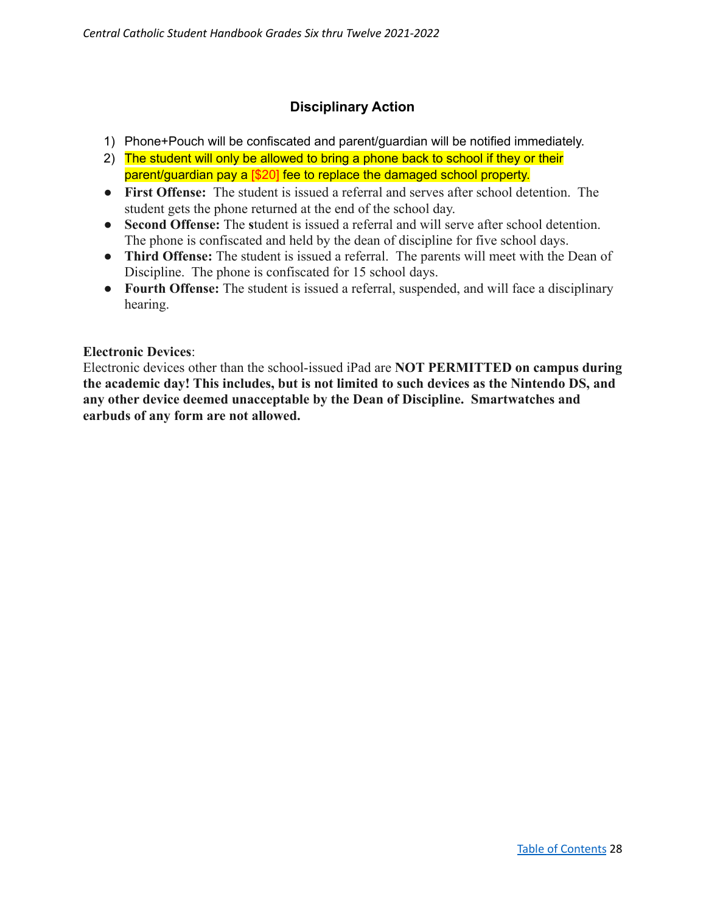## Disciplinary Action

1) Phone+Pouch will be confiscated and parent/guardian will be notified immediately.
2) The student will only be allowed to bring a phone back to school if they or their parent/guardian pay a [$20] fee to replace the damaged school property.

- **First Offense:** The student is issued a referral and serves after school detention. The student gets the phone returned at the end of the school day.
- **Second Offense:** The student is issued a referral and will serve after school detention. The phone is confiscated and held by the dean of discipline for five school days.
- **Third Offense:** The student is issued a referral. The parents will meet with the Dean of Discipline. The phone is confiscated for 15 school days.
- **Fourth Offense:** The student is issued a referral, suspended, and will face a disciplinary hearing.

**Electronic Devices**:
Electronic devices other than the school-issued iPad are **NOT PERMITTED on campus during the academic day! This includes, but is not limited to such devices as the Nintendo DS, and any other device deemed unacceptable by the Dean of Discipline. Smartwatches and earbuds of any form are not allowed.**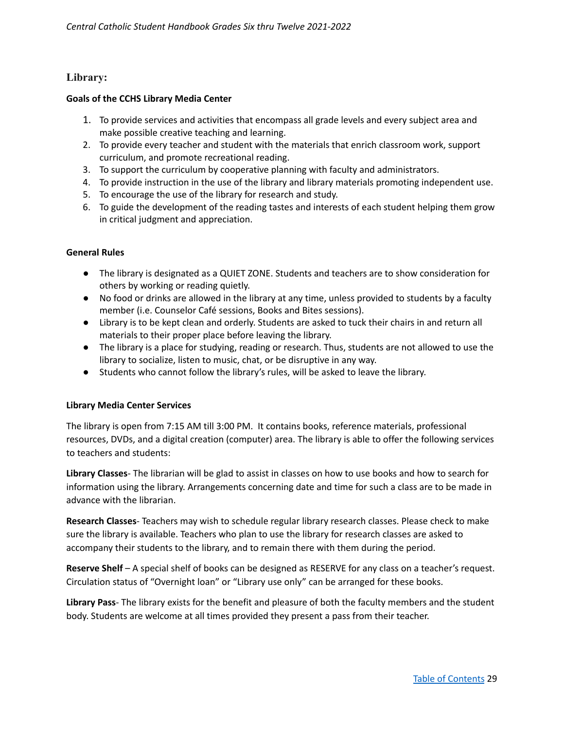## Library:

**Goals of the CCHS Library Media Center**

1. To provide services and activities that encompass all grade levels and every subject area and make possible creative teaching and learning.
2. To provide every teacher and student with the materials that enrich classroom work, support curriculum, and promote recreational reading.
3. To support the curriculum by cooperative planning with faculty and administrators.
4. To provide instruction in the use of the library and library materials promoting independent use.
5. To encourage the use of the library for research and study.
6. To guide the development of the reading tastes and interests of each student helping them grow in critical judgment and appreciation.

**General Rules**

- The library is designated as a QUIET ZONE. Students and teachers are to show consideration for others by working or reading quietly.
- No food or drinks are allowed in the library at any time, unless provided to students by a faculty member (i.e. Counselor Café sessions, Books and Bites sessions).
- Library is to be kept clean and orderly. Students are asked to tuck their chairs in and return all materials to their proper place before leaving the library.
- The library is a place for studying, reading or research. Thus, students are not allowed to use the library to socialize, listen to music, chat, or be disruptive in any way.
- Students who cannot follow the library's rules, will be asked to leave the library.

**Library Media Center Services**

The library is open from 7:15 AM till 3:00 PM. It contains books, reference materials, professional resources, DVDs, and a digital creation (computer) area. The library is able to offer the following services to teachers and students:

**Library Classes**- The librarian will be glad to assist in classes on how to use books and how to search for information using the library. Arrangements concerning date and time for such a class are to be made in advance with the librarian.

**Research Classes**- Teachers may wish to schedule regular library research classes. Please check to make sure the library is available. Teachers who plan to use the library for research classes are asked to accompany their students to the library, and to remain there with them during the period.

**Reserve Shelf** – A special shelf of books can be designed as RESERVE for any class on a teacher's request. Circulation status of "Overnight loan" or "Library use only" can be arranged for these books.

**Library Pass**- The library exists for the benefit and pleasure of both the faculty members and the student body. Students are welcome at all times provided they present a pass from their teacher.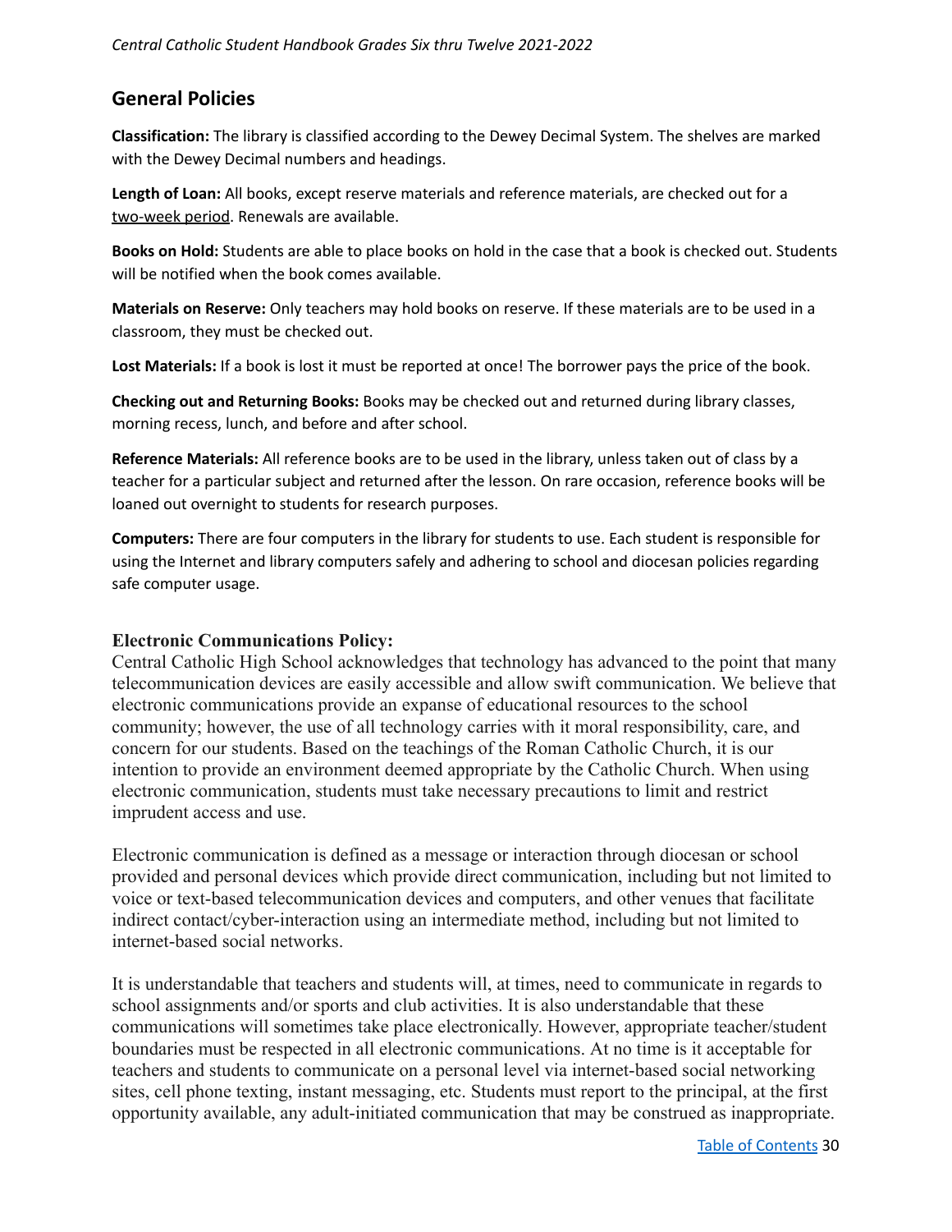## General Policies

**Classification:** The library is classified according to the Dewey Decimal System. The shelves are marked with the Dewey Decimal numbers and headings.

**Length of Loan:** All books, except reserve materials and reference materials, are checked out for a two-week period. Renewals are available.

**Books on Hold:** Students are able to place books on hold in the case that a book is checked out. Students will be notified when the book comes available.

**Materials on Reserve:** Only teachers may hold books on reserve. If these materials are to be used in a classroom, they must be checked out.

**Lost Materials:** If a book is lost it must be reported at once! The borrower pays the price of the book.

**Checking out and Returning Books:** Books may be checked out and returned during library classes, morning recess, lunch, and before and after school.

**Reference Materials:** All reference books are to be used in the library, unless taken out of class by a teacher for a particular subject and returned after the lesson. On rare occasion, reference books will be loaned out overnight to students for research purposes.

**Computers:** There are four computers in the library for students to use. Each student is responsible for using the Internet and library computers safely and adhering to school and diocesan policies regarding safe computer usage.

### Electronic Communications Policy:

Central Catholic High School acknowledges that technology has advanced to the point that many telecommunication devices are easily accessible and allow swift communication. We believe that electronic communications provide an expanse of educational resources to the school community; however, the use of all technology carries with it moral responsibility, care, and concern for our students. Based on the teachings of the Roman Catholic Church, it is our intention to provide an environment deemed appropriate by the Catholic Church. When using electronic communication, students must take necessary precautions to limit and restrict imprudent access and use.

Electronic communication is defined as a message or interaction through diocesan or school provided and personal devices which provide direct communication, including but not limited to voice or text-based telecommunication devices and computers, and other venues that facilitate indirect contact/cyber-interaction using an intermediate method, including but not limited to internet-based social networks.

It is understandable that teachers and students will, at times, need to communicate in regards to school assignments and/or sports and club activities. It is also understandable that these communications will sometimes take place electronically. However, appropriate teacher/student boundaries must be respected in all electronic communications. At no time is it acceptable for teachers and students to communicate on a personal level via internet-based social networking sites, cell phone texting, instant messaging, etc. Students must report to the principal, at the first opportunity available, any adult-initiated communication that may be construed as inappropriate.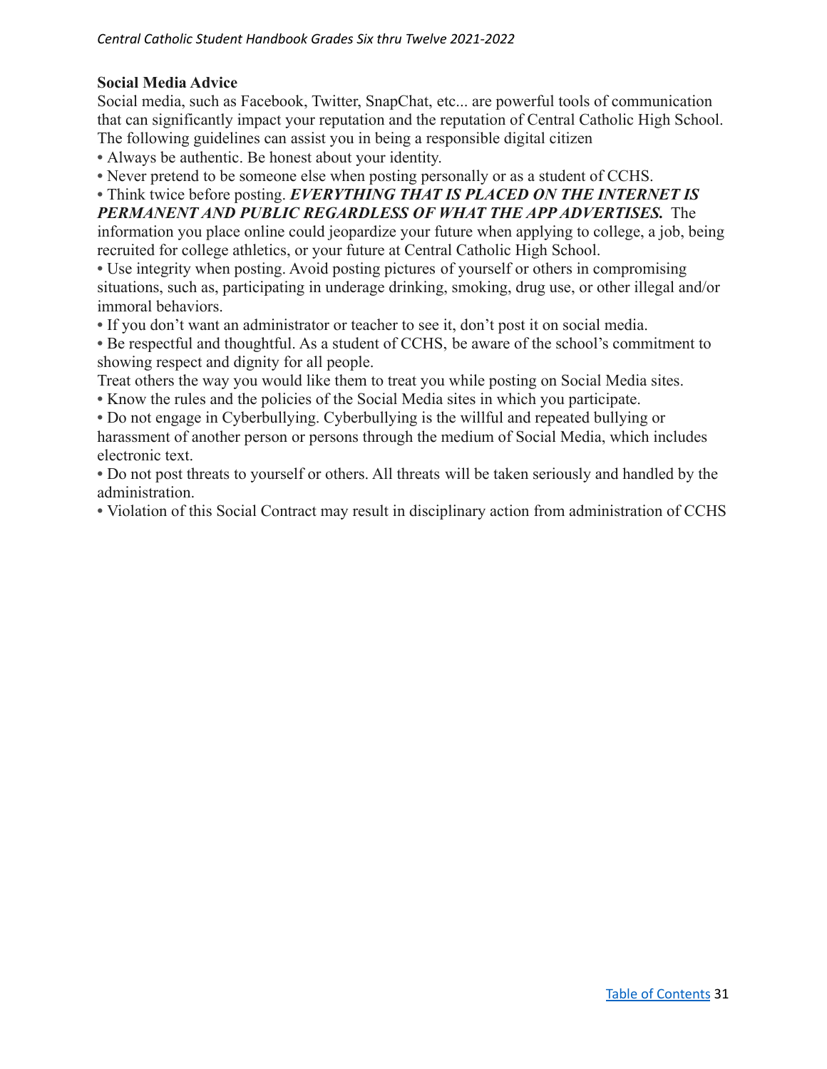**Social Media Advice**

Social media, such as Facebook, Twitter, SnapChat, etc... are powerful tools of communication that can significantly impact your reputation and the reputation of Central Catholic High School. The following guidelines can assist you in being a responsible digital citizen

- Always be authentic. Be honest about your identity.
- Never pretend to be someone else when posting personally or as a student of CCHS.
- Think twice before posting. ***EVERYTHING THAT IS PLACED ON THE INTERNET IS PERMANENT AND PUBLIC REGARDLESS OF WHAT THE APP ADVERTISES.*** The information you place online could jeopardize your future when applying to college, a job, being recruited for college athletics, or your future at Central Catholic High School.
- Use integrity when posting. Avoid posting pictures of yourself or others in compromising situations, such as, participating in underage drinking, smoking, drug use, or other illegal and/or immoral behaviors.
- If you don't want an administrator or teacher to see it, don't post it on social media.
- Be respectful and thoughtful. As a student of CCHS, be aware of the school's commitment to showing respect and dignity for all people.

Treat others the way you would like them to treat you while posting on Social Media sites.

- Know the rules and the policies of the Social Media sites in which you participate.
- Do not engage in Cyberbullying. Cyberbullying is the willful and repeated bullying or harassment of another person or persons through the medium of Social Media, which includes electronic text.
- Do not post threats to yourself or others. All threats will be taken seriously and handled by the administration.
- Violation of this Social Contract may result in disciplinary action from administration of CCHS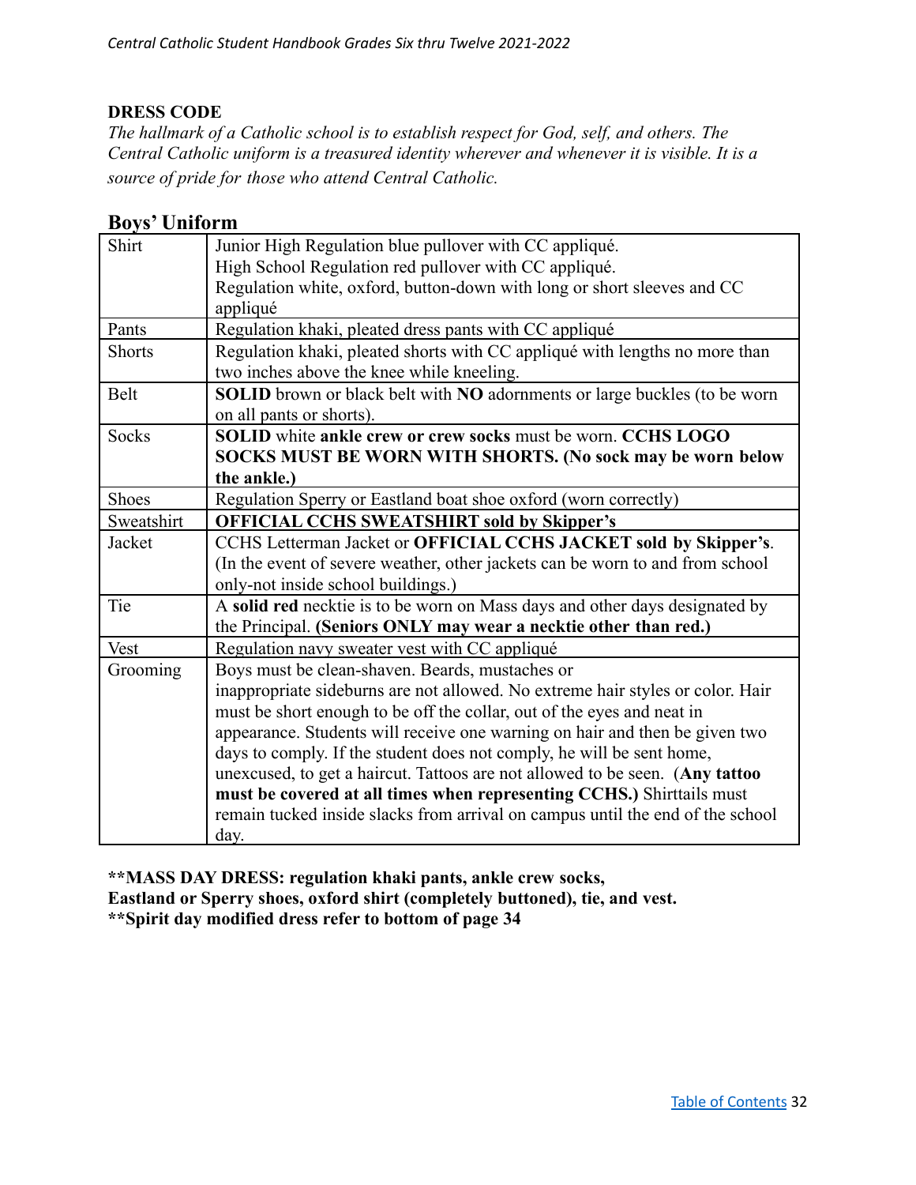## DRESS CODE

*The hallmark of a Catholic school is to establish respect for God, self, and others. The Central Catholic uniform is a treasured identity wherever and whenever it is visible. It is a source of pride for those who attend Central Catholic.*

### Boys' Uniform

| | |
|---|---|
| Shirt | Junior High Regulation blue pullover with CC appliqué.<br>High School Regulation red pullover with CC appliqué.<br>Regulation white, oxford, button-down with long or short sleeves and CC appliqué |
| Pants | Regulation khaki, pleated dress pants with CC appliqué |
| Shorts | Regulation khaki, pleated shorts with CC appliqué with lengths no more than two inches above the knee while kneeling. |
| Belt | **SOLID** brown or black belt with **NO** adornments or large buckles (to be worn on all pants or shorts). |
| Socks | **SOLID** white **ankle crew or crew socks** must be worn. **CCHS LOGO SOCKS MUST BE WORN WITH SHORTS. (No sock may be worn below the ankle.)** |
| Shoes | Regulation Sperry or Eastland boat shoe oxford (worn correctly) |
| Sweatshirt | **OFFICIAL CCHS SWEATSHIRT sold by Skipper's** |
| Jacket | CCHS Letterman Jacket or **OFFICIAL CCHS JACKET sold by Skipper's**. (In the event of severe weather, other jackets can be worn to and from school only-not inside school buildings.) |
| Tie | A **solid red** necktie is to be worn on Mass days and other days designated by the Principal. **(Seniors ONLY may wear a necktie other than red.)** |
| Vest | Regulation navy sweater vest with CC appliqué |
| Grooming | Boys must be clean-shaven. Beards, mustaches or inappropriate sideburns are not allowed. No extreme hair styles or color. Hair must be short enough to be off the collar, out of the eyes and neat in appearance. Students will receive one warning on hair and then be given two days to comply. If the student does not comply, he will be sent home, unexcused, to get a haircut. Tattoos are not allowed to be seen. (**Any tattoo must be covered at all times when representing CCHS.)** Shirttails must remain tucked inside slacks from arrival on campus until the end of the school day. |

**\*\*MASS DAY DRESS: regulation khaki pants, ankle crew socks, Eastland or Sperry shoes, oxford shirt (completely buttoned), tie, and vest.**
**\*\*Spirit day modified dress refer to bottom of page 34**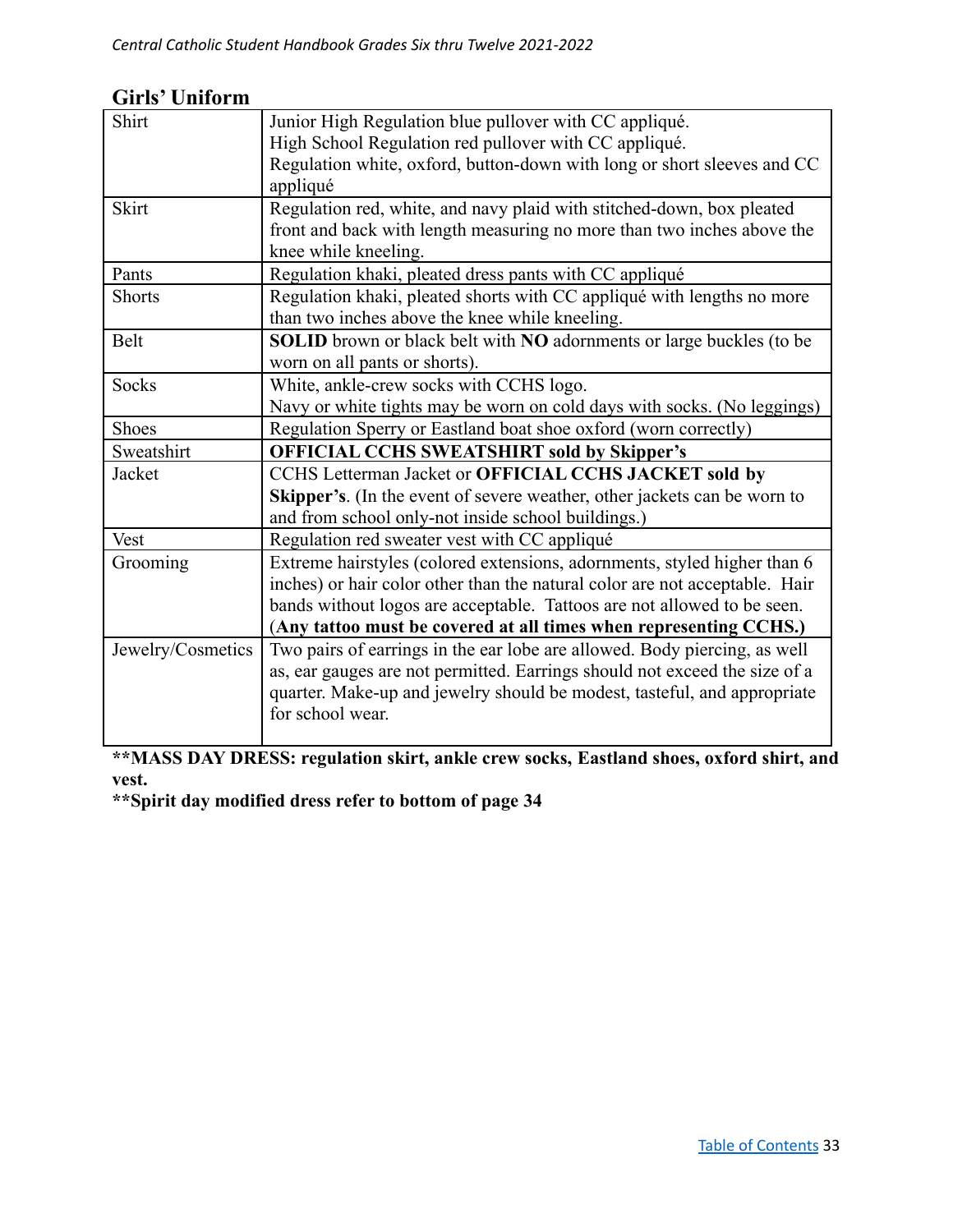## Girls' Uniform

| | |
|---|---|
| Shirt | Junior High Regulation blue pullover with CC appliqué. High School Regulation red pullover with CC appliqué. Regulation white, oxford, button-down with long or short sleeves and CC appliqué |
| Skirt | Regulation red, white, and navy plaid with stitched-down, box pleated front and back with length measuring no more than two inches above the knee while kneeling. |
| Pants | Regulation khaki, pleated dress pants with CC appliqué |
| Shorts | Regulation khaki, pleated shorts with CC appliqué with lengths no more than two inches above the knee while kneeling. |
| Belt | **SOLID** brown or black belt with **NO** adornments or large buckles (to be worn on all pants or shorts). |
| Socks | White, ankle-crew socks with CCHS logo. Navy or white tights may be worn on cold days with socks. (No leggings) |
| Shoes | Regulation Sperry or Eastland boat shoe oxford (worn correctly) |
| Sweatshirt | **OFFICIAL CCHS SWEATSHIRT sold by Skipper's** |
| Jacket | CCHS Letterman Jacket or **OFFICIAL CCHS JACKET sold by Skipper's**. (In the event of severe weather, other jackets can be worn to and from school only-not inside school buildings.) |
| Vest | Regulation red sweater vest with CC appliqué |
| Grooming | Extreme hairstyles (colored extensions, adornments, styled higher than 6 inches) or hair color other than the natural color are not acceptable. Hair bands without logos are acceptable. Tattoos are not allowed to be seen. (**Any tattoo must be covered at all times when representing CCHS.)** |
| Jewelry/Cosmetics | Two pairs of earrings in the ear lobe are allowed. Body piercing, as well as, ear gauges are not permitted. Earrings should not exceed the size of a quarter. Make-up and jewelry should be modest, tasteful, and appropriate for school wear. |

**\*\*MASS DAY DRESS: regulation skirt, ankle crew socks, Eastland shoes, oxford shirt, and vest.**

**\*\*Spirit day modified dress refer to bottom of page 34**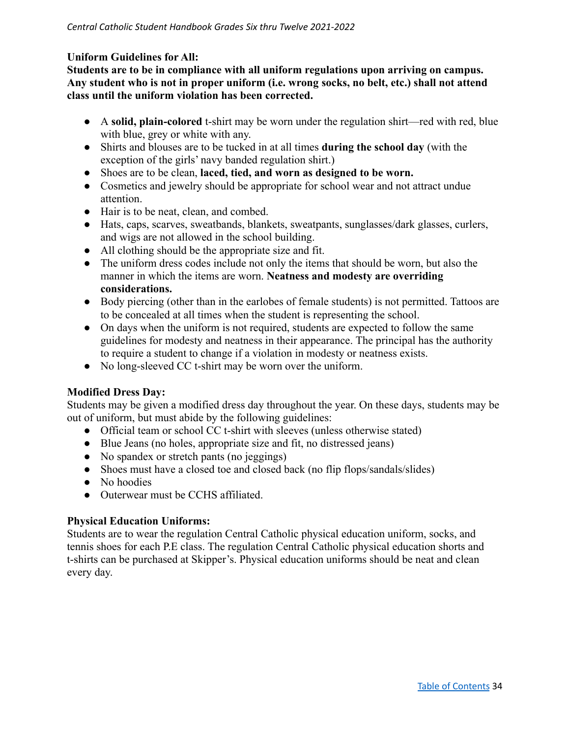**Uniform Guidelines for All:**
**Students are to be in compliance with all uniform regulations upon arriving on campus. Any student who is not in proper uniform (i.e. wrong socks, no belt, etc.) shall not attend class until the uniform violation has been corrected.**

- A **solid, plain-colored** t-shirt may be worn under the regulation shirt—red with red, blue with blue, grey or white with any.
- Shirts and blouses are to be tucked in at all times **during the school day** (with the exception of the girls' navy banded regulation shirt.)
- Shoes are to be clean, **laced, tied, and worn as designed to be worn.**
- Cosmetics and jewelry should be appropriate for school wear and not attract undue attention.
- Hair is to be neat, clean, and combed.
- Hats, caps, scarves, sweatbands, blankets, sweatpants, sunglasses/dark glasses, curlers, and wigs are not allowed in the school building.
- All clothing should be the appropriate size and fit.
- The uniform dress codes include not only the items that should be worn, but also the manner in which the items are worn. **Neatness and modesty are overriding considerations.**
- Body piercing (other than in the earlobes of female students) is not permitted. Tattoos are to be concealed at all times when the student is representing the school.
- On days when the uniform is not required, students are expected to follow the same guidelines for modesty and neatness in their appearance. The principal has the authority to require a student to change if a violation in modesty or neatness exists.
- No long-sleeved CC t-shirt may be worn over the uniform.

**Modified Dress Day:**
Students may be given a modified dress day throughout the year. On these days, students may be out of uniform, but must abide by the following guidelines:

- Official team or school CC t-shirt with sleeves (unless otherwise stated)
- Blue Jeans (no holes, appropriate size and fit, no distressed jeans)
- No spandex or stretch pants (no jeggings)
- Shoes must have a closed toe and closed back (no flip flops/sandals/slides)
- No hoodies
- Outerwear must be CCHS affiliated.

**Physical Education Uniforms:**
Students are to wear the regulation Central Catholic physical education uniform, socks, and tennis shoes for each P.E class. The regulation Central Catholic physical education shorts and t-shirts can be purchased at Skipper's. Physical education uniforms should be neat and clean every day.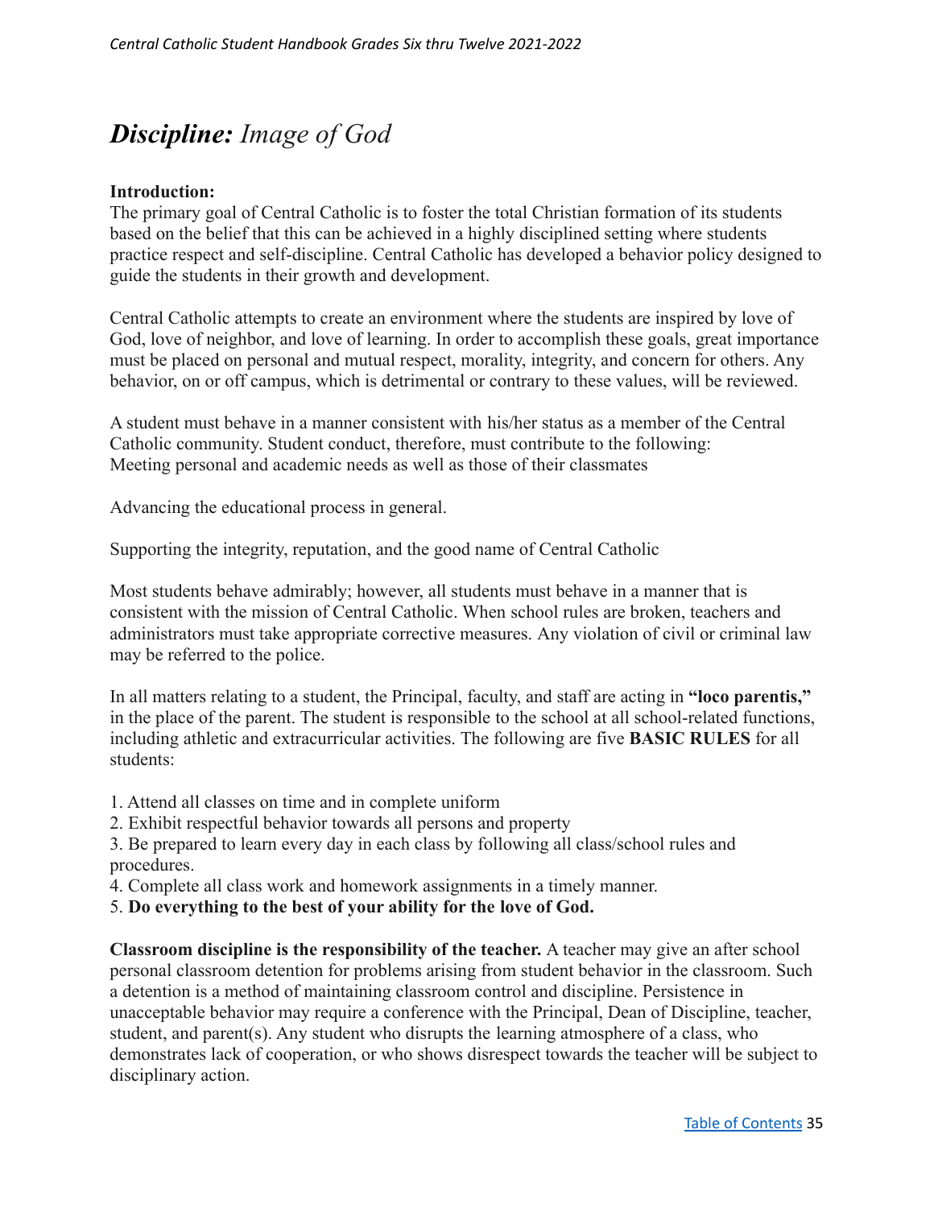# ***Discipline:*** *Image of God*

**Introduction:**
The primary goal of Central Catholic is to foster the total Christian formation of its students based on the belief that this can be achieved in a highly disciplined setting where students practice respect and self-discipline. Central Catholic has developed a behavior policy designed to guide the students in their growth and development.

Central Catholic attempts to create an environment where the students are inspired by love of God, love of neighbor, and love of learning. In order to accomplish these goals, great importance must be placed on personal and mutual respect, morality, integrity, and concern for others. Any behavior, on or off campus, which is detrimental or contrary to these values, will be reviewed.

A student must behave in a manner consistent with his/her status as a member of the Central Catholic community. Student conduct, therefore, must contribute to the following:
Meeting personal and academic needs as well as those of their classmates

Advancing the educational process in general.

Supporting the integrity, reputation, and the good name of Central Catholic

Most students behave admirably; however, all students must behave in a manner that is consistent with the mission of Central Catholic. When school rules are broken, teachers and administrators must take appropriate corrective measures. Any violation of civil or criminal law may be referred to the police.

In all matters relating to a student, the Principal, faculty, and staff are acting in **"loco parentis,"** in the place of the parent. The student is responsible to the school at all school-related functions, including athletic and extracurricular activities. The following are five **BASIC RULES** for all students:

1. Attend all classes on time and in complete uniform
2. Exhibit respectful behavior towards all persons and property
3. Be prepared to learn every day in each class by following all class/school rules and procedures.
4. Complete all class work and homework assignments in a timely manner.
5. **Do everything to the best of your ability for the love of God.**

**Classroom discipline is the responsibility of the teacher.** A teacher may give an after school personal classroom detention for problems arising from student behavior in the classroom. Such a detention is a method of maintaining classroom control and discipline. Persistence in unacceptable behavior may require a conference with the Principal, Dean of Discipline, teacher, student, and parent(s). Any student who disrupts the learning atmosphere of a class, who demonstrates lack of cooperation, or who shows disrespect towards the teacher will be subject to disciplinary action.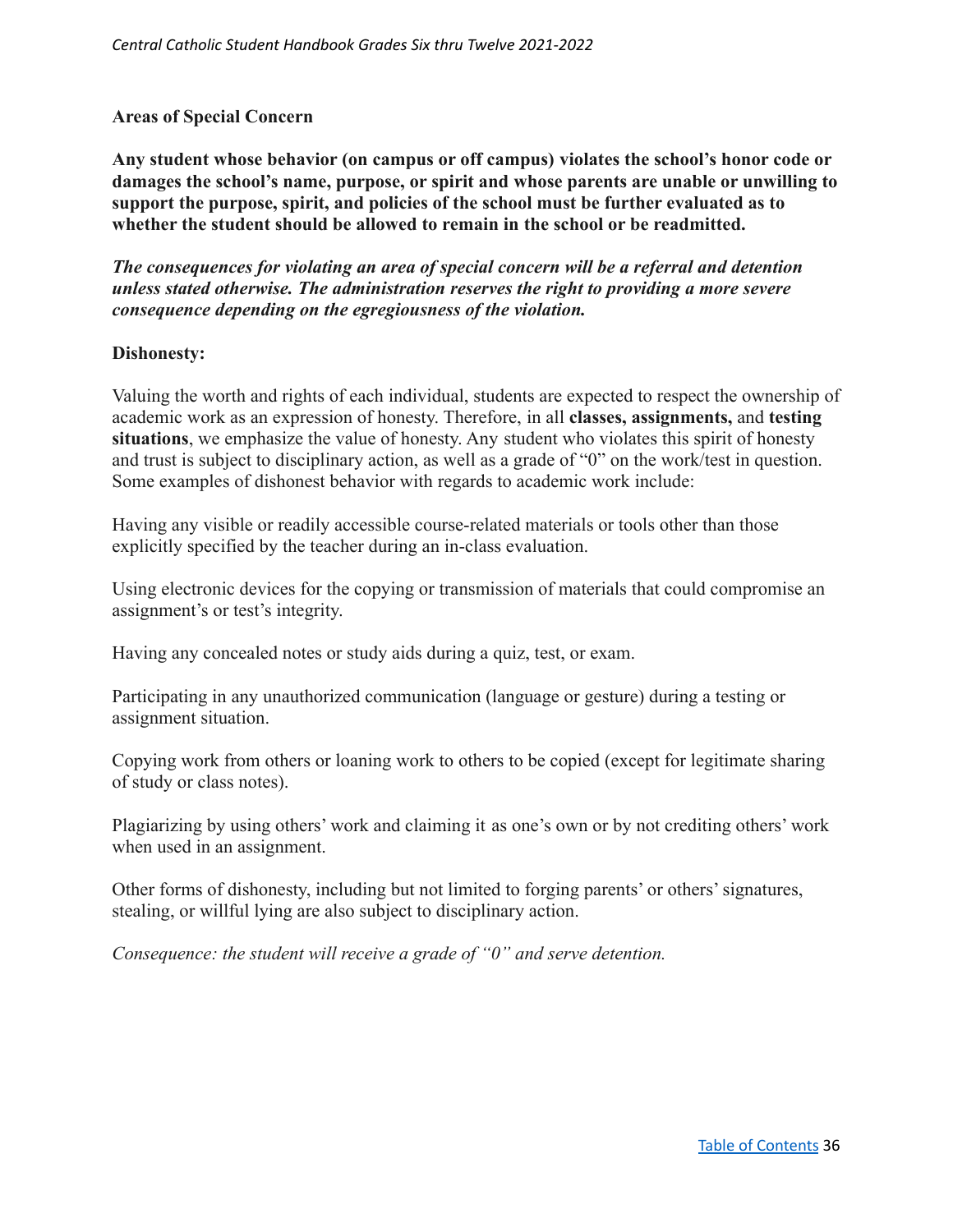### Areas of Special Concern

**Any student whose behavior (on campus or off campus) violates the school's honor code or damages the school's name, purpose, or spirit and whose parents are unable or unwilling to support the purpose, spirit, and policies of the school must be further evaluated as to whether the student should be allowed to remain in the school or be readmitted.**

***The consequences for violating an area of special concern will be a referral and detention unless stated otherwise. The administration reserves the right to providing a more severe consequence depending on the egregiousness of the violation.***

**Dishonesty:**

Valuing the worth and rights of each individual, students are expected to respect the ownership of academic work as an expression of honesty. Therefore, in all **classes, assignments,** and **testing situations**, we emphasize the value of honesty. Any student who violates this spirit of honesty and trust is subject to disciplinary action, as well as a grade of "0" on the work/test in question. Some examples of dishonest behavior with regards to academic work include:

Having any visible or readily accessible course-related materials or tools other than those explicitly specified by the teacher during an in-class evaluation.

Using electronic devices for the copying or transmission of materials that could compromise an assignment's or test's integrity.

Having any concealed notes or study aids during a quiz, test, or exam.

Participating in any unauthorized communication (language or gesture) during a testing or assignment situation.

Copying work from others or loaning work to others to be copied (except for legitimate sharing of study or class notes).

Plagiarizing by using others' work and claiming it as one's own or by not crediting others' work when used in an assignment.

Other forms of dishonesty, including but not limited to forging parents' or others' signatures, stealing, or willful lying are also subject to disciplinary action.

*Consequence: the student will receive a grade of "0" and serve detention.*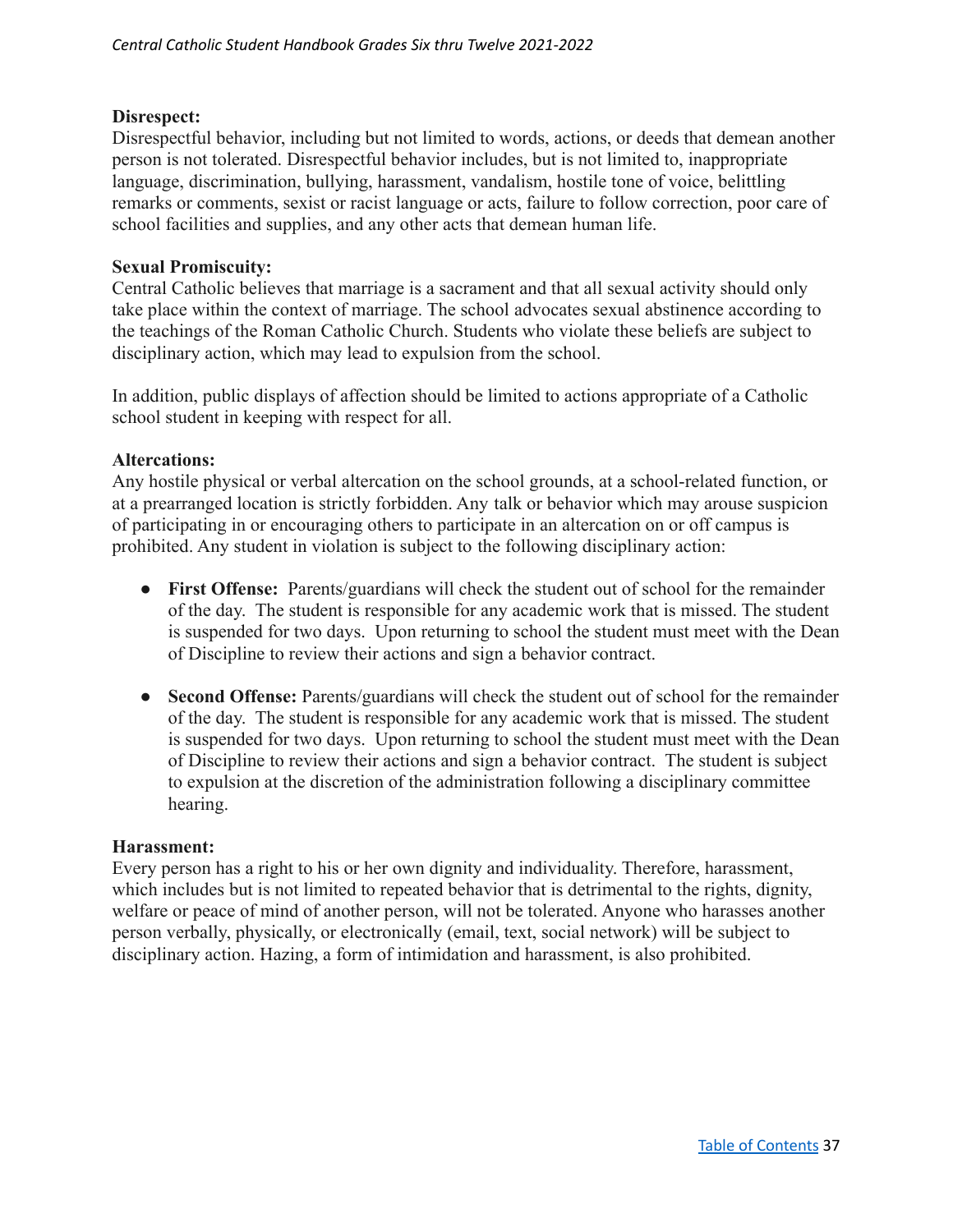**Disrespect:**
Disrespectful behavior, including but not limited to words, actions, or deeds that demean another person is not tolerated. Disrespectful behavior includes, but is not limited to, inappropriate language, discrimination, bullying, harassment, vandalism, hostile tone of voice, belittling remarks or comments, sexist or racist language or acts, failure to follow correction, poor care of school facilities and supplies, and any other acts that demean human life.

**Sexual Promiscuity:**
Central Catholic believes that marriage is a sacrament and that all sexual activity should only take place within the context of marriage. The school advocates sexual abstinence according to the teachings of the Roman Catholic Church. Students who violate these beliefs are subject to disciplinary action, which may lead to expulsion from the school.

In addition, public displays of affection should be limited to actions appropriate of a Catholic school student in keeping with respect for all.

**Altercations:**
Any hostile physical or verbal altercation on the school grounds, at a school-related function, or at a prearranged location is strictly forbidden. Any talk or behavior which may arouse suspicion of participating in or encouraging others to participate in an altercation on or off campus is prohibited. Any student in violation is subject to the following disciplinary action:

- **First Offense:** Parents/guardians will check the student out of school for the remainder of the day. The student is responsible for any academic work that is missed. The student is suspended for two days. Upon returning to school the student must meet with the Dean of Discipline to review their actions and sign a behavior contract.

- **Second Offense:** Parents/guardians will check the student out of school for the remainder of the day. The student is responsible for any academic work that is missed. The student is suspended for two days. Upon returning to school the student must meet with the Dean of Discipline to review their actions and sign a behavior contract. The student is subject to expulsion at the discretion of the administration following a disciplinary committee hearing.

**Harassment:**
Every person has a right to his or her own dignity and individuality. Therefore, harassment, which includes but is not limited to repeated behavior that is detrimental to the rights, dignity, welfare or peace of mind of another person, will not be tolerated. Anyone who harasses another person verbally, physically, or electronically (email, text, social network) will be subject to disciplinary action. Hazing, a form of intimidation and harassment, is also prohibited.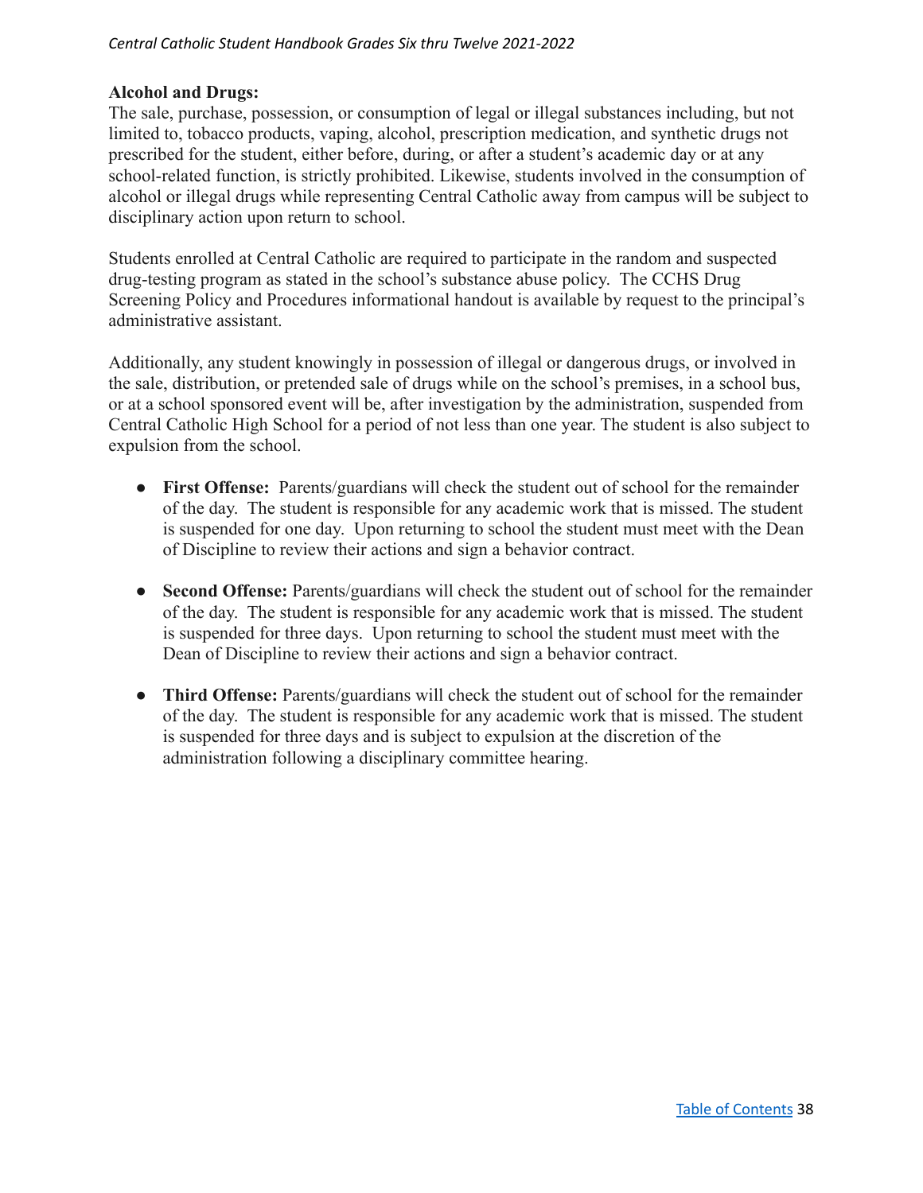**Alcohol and Drugs:**

The sale, purchase, possession, or consumption of legal or illegal substances including, but not limited to, tobacco products, vaping, alcohol, prescription medication, and synthetic drugs not prescribed for the student, either before, during, or after a student's academic day or at any school-related function, is strictly prohibited. Likewise, students involved in the consumption of alcohol or illegal drugs while representing Central Catholic away from campus will be subject to disciplinary action upon return to school.

Students enrolled at Central Catholic are required to participate in the random and suspected drug-testing program as stated in the school's substance abuse policy. The CCHS Drug Screening Policy and Procedures informational handout is available by request to the principal's administrative assistant.

Additionally, any student knowingly in possession of illegal or dangerous drugs, or involved in the sale, distribution, or pretended sale of drugs while on the school's premises, in a school bus, or at a school sponsored event will be, after investigation by the administration, suspended from Central Catholic High School for a period of not less than one year. The student is also subject to expulsion from the school.

- **First Offense:** Parents/guardians will check the student out of school for the remainder of the day. The student is responsible for any academic work that is missed. The student is suspended for one day. Upon returning to school the student must meet with the Dean of Discipline to review their actions and sign a behavior contract.

- **Second Offense:** Parents/guardians will check the student out of school for the remainder of the day. The student is responsible for any academic work that is missed. The student is suspended for three days. Upon returning to school the student must meet with the Dean of Discipline to review their actions and sign a behavior contract.

- **Third Offense:** Parents/guardians will check the student out of school for the remainder of the day. The student is responsible for any academic work that is missed. The student is suspended for three days and is subject to expulsion at the discretion of the administration following a disciplinary committee hearing.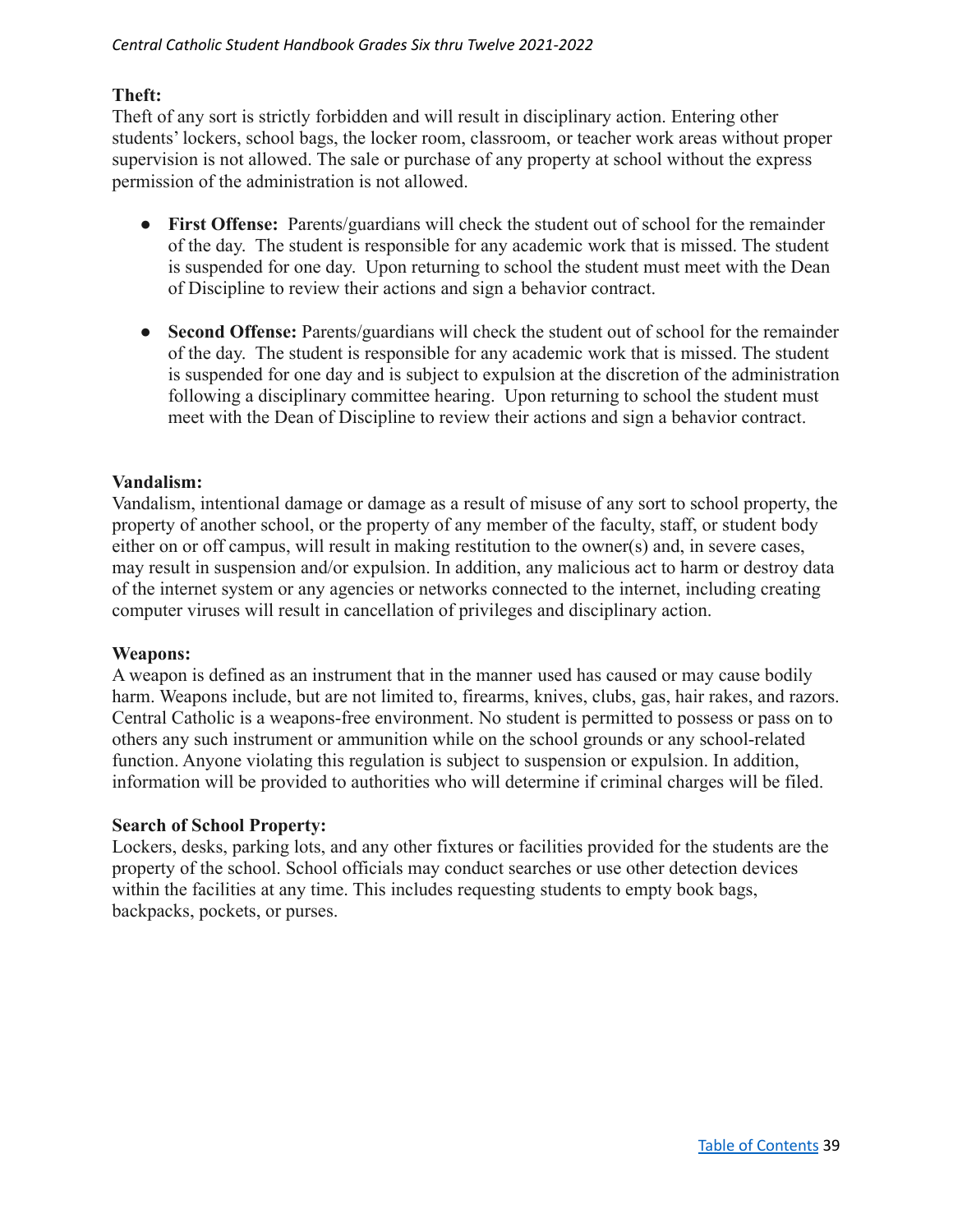**Theft:**
Theft of any sort is strictly forbidden and will result in disciplinary action. Entering other students' lockers, school bags, the locker room, classroom, or teacher work areas without proper supervision is not allowed. The sale or purchase of any property at school without the express permission of the administration is not allowed.

- **First Offense:** Parents/guardians will check the student out of school for the remainder of the day. The student is responsible for any academic work that is missed. The student is suspended for one day. Upon returning to school the student must meet with the Dean of Discipline to review their actions and sign a behavior contract.

- **Second Offense:** Parents/guardians will check the student out of school for the remainder of the day. The student is responsible for any academic work that is missed. The student is suspended for one day and is subject to expulsion at the discretion of the administration following a disciplinary committee hearing. Upon returning to school the student must meet with the Dean of Discipline to review their actions and sign a behavior contract.

**Vandalism:**
Vandalism, intentional damage or damage as a result of misuse of any sort to school property, the property of another school, or the property of any member of the faculty, staff, or student body either on or off campus, will result in making restitution to the owner(s) and, in severe cases, may result in suspension and/or expulsion. In addition, any malicious act to harm or destroy data of the internet system or any agencies or networks connected to the internet, including creating computer viruses will result in cancellation of privileges and disciplinary action.

**Weapons:**
A weapon is defined as an instrument that in the manner used has caused or may cause bodily harm. Weapons include, but are not limited to, firearms, knives, clubs, gas, hair rakes, and razors. Central Catholic is a weapons-free environment. No student is permitted to possess or pass on to others any such instrument or ammunition while on the school grounds or any school-related function. Anyone violating this regulation is subject to suspension or expulsion. In addition, information will be provided to authorities who will determine if criminal charges will be filed.

**Search of School Property:**
Lockers, desks, parking lots, and any other fixtures or facilities provided for the students are the property of the school. School officials may conduct searches or use other detection devices within the facilities at any time. This includes requesting students to empty book bags, backpacks, pockets, or purses.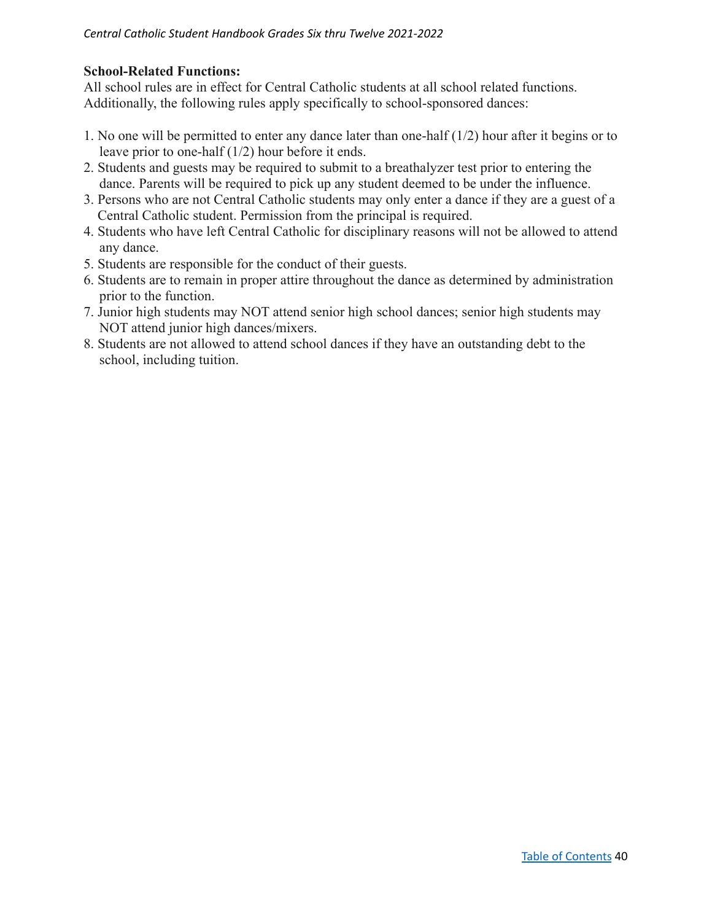**School-Related Functions:**
All school rules are in effect for Central Catholic students at all school related functions. Additionally, the following rules apply specifically to school-sponsored dances:

1. No one will be permitted to enter any dance later than one-half (1/2) hour after it begins or to leave prior to one-half (1/2) hour before it ends.
2. Students and guests may be required to submit to a breathalyzer test prior to entering the dance. Parents will be required to pick up any student deemed to be under the influence.
3. Persons who are not Central Catholic students may only enter a dance if they are a guest of a Central Catholic student. Permission from the principal is required.
4. Students who have left Central Catholic for disciplinary reasons will not be allowed to attend any dance.
5. Students are responsible for the conduct of their guests.
6. Students are to remain in proper attire throughout the dance as determined by administration prior to the function.
7. Junior high students may NOT attend senior high school dances; senior high students may NOT attend junior high dances/mixers.
8. Students are not allowed to attend school dances if they have an outstanding debt to the school, including tuition.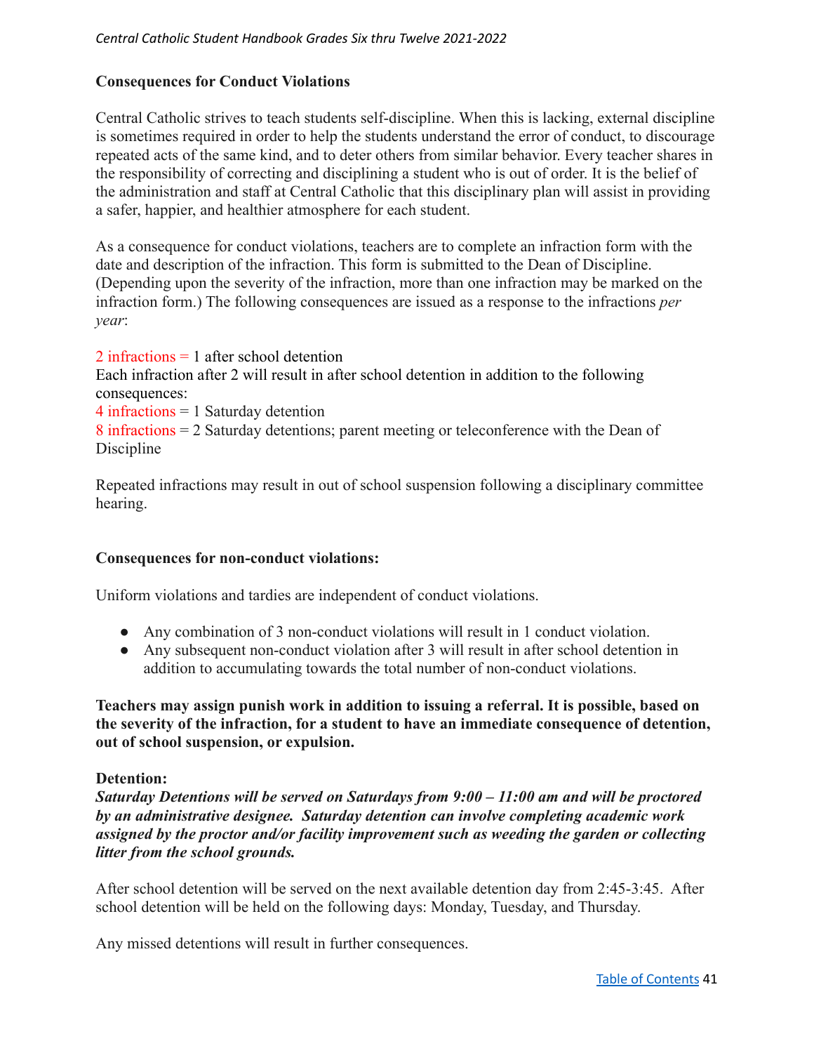**Consequences for Conduct Violations**

Central Catholic strives to teach students self-discipline. When this is lacking, external discipline is sometimes required in order to help the students understand the error of conduct, to discourage repeated acts of the same kind, and to deter others from similar behavior. Every teacher shares in the responsibility of correcting and disciplining a student who is out of order. It is the belief of the administration and staff at Central Catholic that this disciplinary plan will assist in providing a safer, happier, and healthier atmosphere for each student.

As a consequence for conduct violations, teachers are to complete an infraction form with the date and description of the infraction. This form is submitted to the Dean of Discipline. (Depending upon the severity of the infraction, more than one infraction may be marked on the infraction form.) The following consequences are issued as a response to the infractions *per year*:

2 infractions = 1 after school detention
Each infraction after 2 will result in after school detention in addition to the following consequences:
4 infractions = 1 Saturday detention
8 infractions = 2 Saturday detentions; parent meeting or teleconference with the Dean of Discipline

Repeated infractions may result in out of school suspension following a disciplinary committee hearing.

**Consequences for non-conduct violations:**

Uniform violations and tardies are independent of conduct violations.

- Any combination of 3 non-conduct violations will result in 1 conduct violation.
- Any subsequent non-conduct violation after 3 will result in after school detention in addition to accumulating towards the total number of non-conduct violations.

**Teachers may assign punish work in addition to issuing a referral. It is possible, based on the severity of the infraction, for a student to have an immediate consequence of detention, out of school suspension, or expulsion.**

**Detention:**
***Saturday Detentions will be served on Saturdays from 9:00 – 11:00 am and will be proctored by an administrative designee. Saturday detention can involve completing academic work assigned by the proctor and/or facility improvement such as weeding the garden or collecting litter from the school grounds.***

After school detention will be served on the next available detention day from 2:45-3:45. After school detention will be held on the following days: Monday, Tuesday, and Thursday.

Any missed detentions will result in further consequences.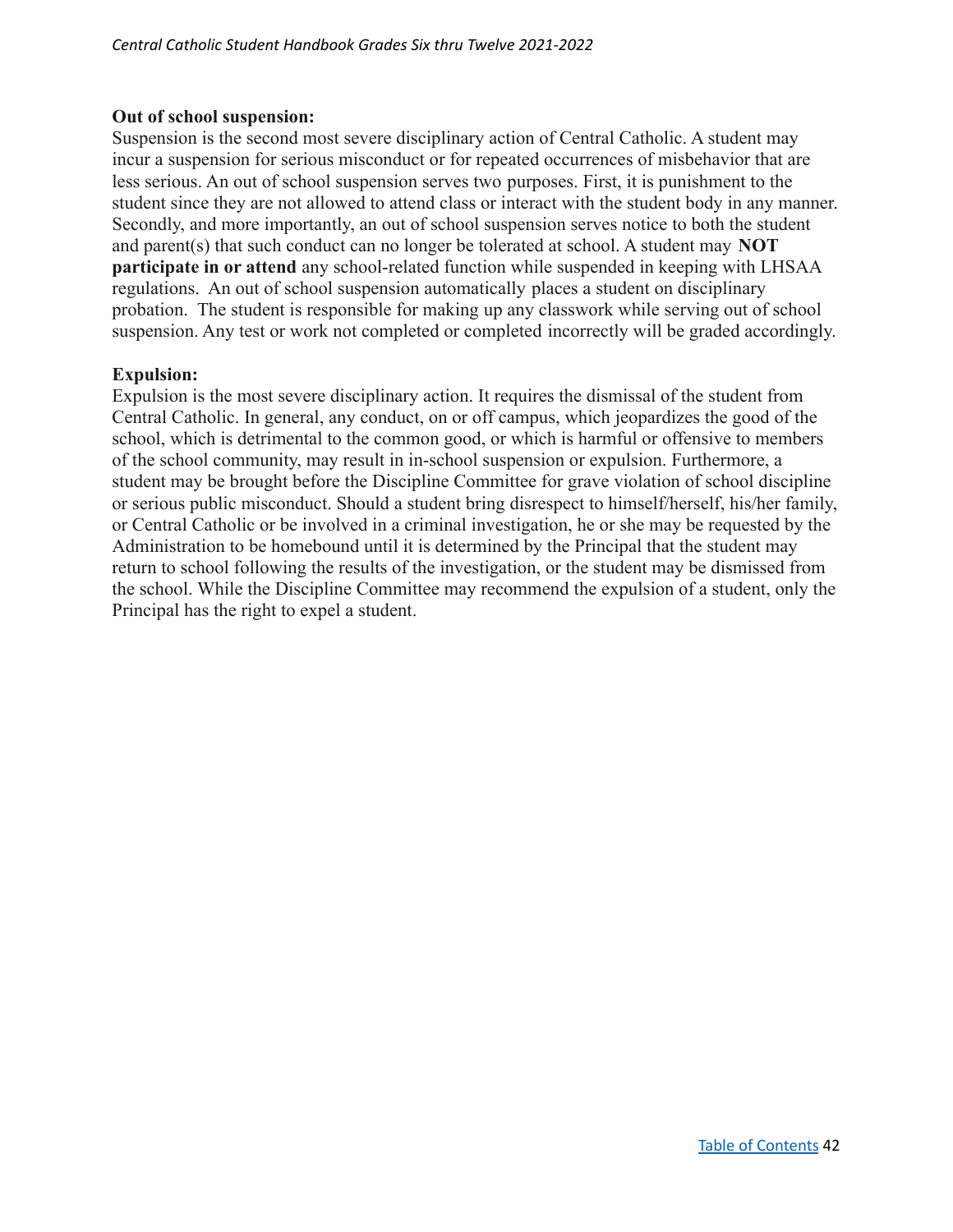**Out of school suspension:**
Suspension is the second most severe disciplinary action of Central Catholic. A student may incur a suspension for serious misconduct or for repeated occurrences of misbehavior that are less serious. An out of school suspension serves two purposes. First, it is punishment to the student since they are not allowed to attend class or interact with the student body in any manner. Secondly, and more importantly, an out of school suspension serves notice to both the student and parent(s) that such conduct can no longer be tolerated at school. A student may **NOT participate in or attend** any school-related function while suspended in keeping with LHSAA regulations. An out of school suspension automatically places a student on disciplinary probation. The student is responsible for making up any classwork while serving out of school suspension. Any test or work not completed or completed incorrectly will be graded accordingly.

**Expulsion:**
Expulsion is the most severe disciplinary action. It requires the dismissal of the student from Central Catholic. In general, any conduct, on or off campus, which jeopardizes the good of the school, which is detrimental to the common good, or which is harmful or offensive to members of the school community, may result in in-school suspension or expulsion. Furthermore, a student may be brought before the Discipline Committee for grave violation of school discipline or serious public misconduct. Should a student bring disrespect to himself/herself, his/her family, or Central Catholic or be involved in a criminal investigation, he or she may be requested by the Administration to be homebound until it is determined by the Principal that the student may return to school following the results of the investigation, or the student may be dismissed from the school. While the Discipline Committee may recommend the expulsion of a student, only the Principal has the right to expel a student.